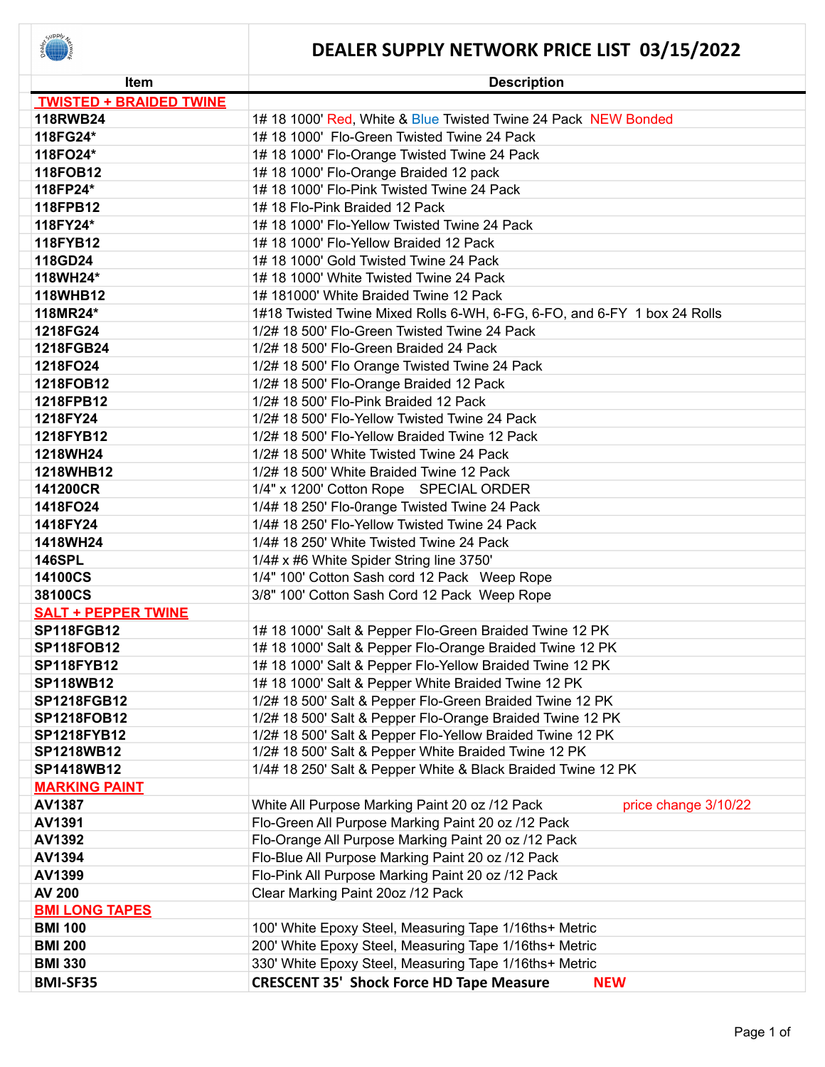# DEALER SUPPLY NETWORK PRICE LIST 03/15/2022

| Item | Description |
| --- | --- |
| **TWISTED + BRAIDED TWINE** | |
| **118RWB24** | 1# 18 1000' Red, White & Blue Twisted Twine 24 Pack NEW Bonded |
| **118FG24*** | 1# 18 1000' Flo-Green Twisted Twine 24 Pack |
| **118FO24*** | 1# 18 1000' Flo-Orange Twisted Twine 24 Pack |
| **118FOB12** | 1# 18 1000' Flo-Orange Braided 12 pack |
| **118FP24*** | 1# 18 1000' Flo-Pink Twisted Twine 24 Pack |
| **118FPB12** | 1# 18 Flo-Pink Braided 12 Pack |
| **118FY24*** | 1# 18 1000' Flo-Yellow Twisted Twine 24 Pack |
| **118FYB12** | 1# 18 1000' Flo-Yellow Braided 12 Pack |
| **118GD24** | 1# 18 1000' Gold Twisted Twine 24 Pack |
| **118WH24*** | 1# 18 1000' White Twisted Twine 24 Pack |
| **118WHB12** | 1# 181000' White Braided Twine 12 Pack |
| **118MR24*** | 1#18 Twisted Twine Mixed Rolls 6-WH, 6-FG, 6-FO, and 6-FY 1 box 24 Rolls |
| **1218FG24** | 1/2# 18 500' Flo-Green Twisted Twine 24 Pack |
| **1218FGB24** | 1/2# 18 500' Flo-Green Braided 24 Pack |
| **1218FO24** | 1/2# 18 500' Flo Orange Twisted Twine 24 Pack |
| **1218FOB12** | 1/2# 18 500' Flo-Orange Braided 12 Pack |
| **1218FPB12** | 1/2# 18 500' Flo-Pink Braided 12 Pack |
| **1218FY24** | 1/2# 18 500' Flo-Yellow Twisted Twine 24 Pack |
| **1218FYB12** | 1/2# 18 500' Flo-Yellow Braided Twine 12 Pack |
| **1218WH24** | 1/2# 18 500' White Twisted Twine 24 Pack |
| **1218WHB12** | 1/2# 18 500' White Braided Twine 12 Pack |
| **141200CR** | 1/4" x 1200' Cotton Rope SPECIAL ORDER |
| **1418FO24** | 1/4# 18 250' Flo-0range Twisted Twine 24 Pack |
| **1418FY24** | 1/4# 18 250' Flo-Yellow Twisted Twine 24 Pack |
| **1418WH24** | 1/4# 18 250' White Twisted Twine 24 Pack |
| **146SPL** | 1/4# x #6 White Spider String line 3750' |
| **14100CS** | 1/4" 100' Cotton Sash cord 12 Pack Weep Rope |
| **38100CS** | 3/8" 100' Cotton Sash Cord 12 Pack Weep Rope |
| **SALT + PEPPER TWINE** | |
| **SP118FGB12** | 1# 18 1000' Salt & Pepper Flo-Green Braided Twine 12 PK |
| **SP118FOB12** | 1# 18 1000' Salt & Pepper Flo-Orange Braided Twine 12 PK |
| **SP118FYB12** | 1# 18 1000' Salt & Pepper Flo-Yellow Braided Twine 12 PK |
| **SP118WB12** | 1# 18 1000' Salt & Pepper White Braided Twine 12 PK |
| **SP1218FGB12** | 1/2# 18 500' Salt & Pepper Flo-Green Braided Twine 12 PK |
| **SP1218FOB12** | 1/2# 18 500' Salt & Pepper Flo-Orange Braided Twine 12 PK |
| **SP1218FYB12** | 1/2# 18 500' Salt & Pepper Flo-Yellow Braided Twine 12 PK |
| **SP1218WB12** | 1/2# 18 500' Salt & Pepper White Braided Twine 12 PK |
| **SP1418WB12** | 1/4# 18 250' Salt & Pepper White & Black Braided Twine 12 PK |
| **MARKING PAINT** | |
| **AV1387** | White All Purpose Marking Paint 20 oz /12 Pack price change 3/10/22 |
| **AV1391** | Flo-Green All Purpose Marking Paint 20 oz /12 Pack |
| **AV1392** | Flo-Orange All Purpose Marking Paint 20 oz /12 Pack |
| **AV1394** | Flo-Blue All Purpose Marking Paint 20 oz /12 Pack |
| **AV1399** | Flo-Pink All Purpose Marking Paint 20 oz /12 Pack |
| **AV 200** | Clear Marking Paint 20oz /12 Pack |
| **BMI LONG TAPES** | |
| **BMI 100** | 100' White Epoxy Steel, Measuring Tape 1/16ths+ Metric |
| **BMI 200** | 200' White Epoxy Steel, Measuring Tape 1/16ths+ Metric |
| **BMI 330** | 330' White Epoxy Steel, Measuring Tape 1/16ths+ Metric |
| **BMI-SF35** | **CRESCENT 35' Shock Force HD Tape Measure NEW** |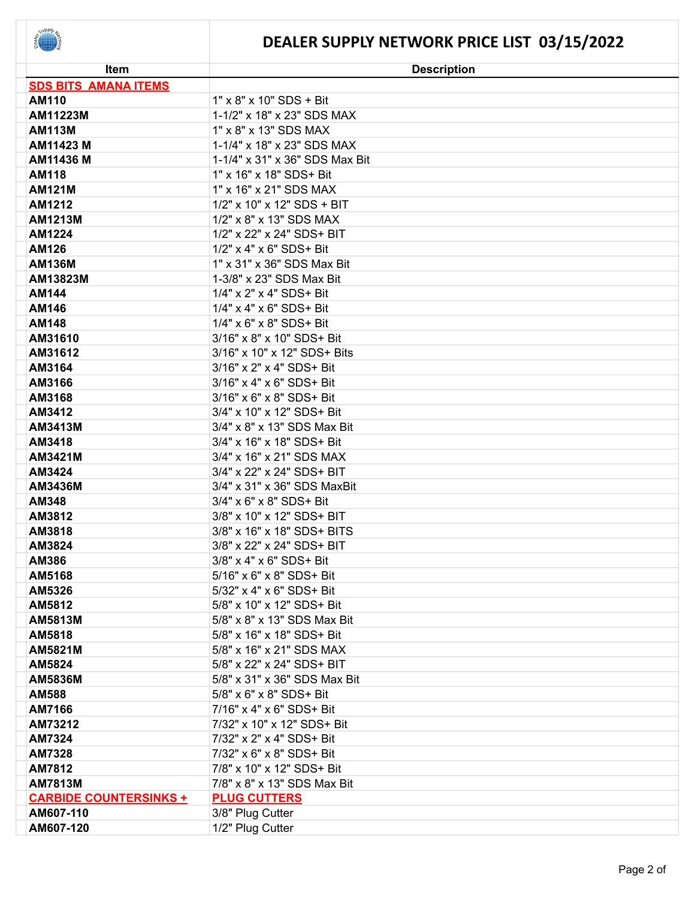# DEALER SUPPLY NETWORK PRICE LIST 03/15/2022

| Item | Description |
|---|---|
| **SDS BITS AMANA ITEMS** | |
| **AM110** | 1" x 8" x 10" SDS + Bit |
| **AM11223M** | 1-1/2" x 18" x 23" SDS MAX |
| **AM113M** | 1" x 8" x 13" SDS MAX |
| **AM11423 M** | 1-1/4" x 18" x 23" SDS MAX |
| **AM11436 M** | 1-1/4" x 31" x 36" SDS Max Bit |
| **AM118** | 1" x 16" x 18" SDS+ Bit |
| **AM121M** | 1" x 16" x 21" SDS MAX |
| **AM1212** | 1/2" x 10" x 12" SDS + BIT |
| **AM1213M** | 1/2" x 8" x 13" SDS MAX |
| **AM1224** | 1/2" x 22" x 24" SDS+ BIT |
| **AM126** | 1/2" x 4" x 6" SDS+ Bit |
| **AM136M** | 1" x 31" x 36" SDS Max Bit |
| **AM13823M** | 1-3/8" x 23" SDS Max Bit |
| **AM144** | 1/4" x 2" x 4" SDS+ Bit |
| **AM146** | 1/4" x 4" x 6" SDS+ Bit |
| **AM148** | 1/4" x 6" x 8" SDS+ Bit |
| **AM31610** | 3/16" x 8" x 10" SDS+ Bit |
| **AM31612** | 3/16" x 10" x 12" SDS+ Bits |
| **AM3164** | 3/16" x 2" x 4" SDS+ Bit |
| **AM3166** | 3/16" x 4" x 6" SDS+ Bit |
| **AM3168** | 3/16" x 6" x 8" SDS+ Bit |
| **AM3412** | 3/4" x 10" x 12" SDS+ Bit |
| **AM3413M** | 3/4" x 8" x 13" SDS Max Bit |
| **AM3418** | 3/4" x 16" x 18" SDS+ Bit |
| **AM3421M** | 3/4" x 16" x 21" SDS MAX |
| **AM3424** | 3/4" x 22" x 24" SDS+ BIT |
| **AM3436M** | 3/4" x 31" x 36" SDS MaxBit |
| **AM348** | 3/4" x 6" x 8" SDS+ Bit |
| **AM3812** | 3/8" x 10" x 12" SDS+ BIT |
| **AM3818** | 3/8" x 16" x 18" SDS+ BITS |
| **AM3824** | 3/8" x 22" x 24" SDS+ BIT |
| **AM386** | 3/8" x 4" x 6" SDS+ Bit |
| **AM5168** | 5/16" x 6" x 8" SDS+ Bit |
| **AM5326** | 5/32" x 4" x 6" SDS+ Bit |
| **AM5812** | 5/8" x 10" x 12" SDS+ Bit |
| **AM5813M** | 5/8" x 8" x 13" SDS Max Bit |
| **AM5818** | 5/8" x 16" x 18" SDS+ Bit |
| **AM5821M** | 5/8" x 16" x 21" SDS MAX |
| **AM5824** | 5/8" x 22" x 24" SDS+ BIT |
| **AM5836M** | 5/8" x 31" x 36" SDS Max Bit |
| **AM588** | 5/8" x 6" x 8" SDS+ Bit |
| **AM7166** | 7/16" x 4" x 6" SDS+ Bit |
| **AM73212** | 7/32" x 10" x 12" SDS+ Bit |
| **AM7324** | 7/32" x 2" x 4" SDS+ Bit |
| **AM7328** | 7/32" x 6" x 8" SDS+ Bit |
| **AM7812** | 7/8" x 10" x 12" SDS+ Bit |
| **AM7813M** | 7/8" x 8" x 13" SDS Max Bit |
| **CARBIDE COUNTERSINKS +** | **PLUG CUTTERS** |
| **AM607-110** | 3/8" Plug Cutter |
| **AM607-120** | 1/2" Plug Cutter |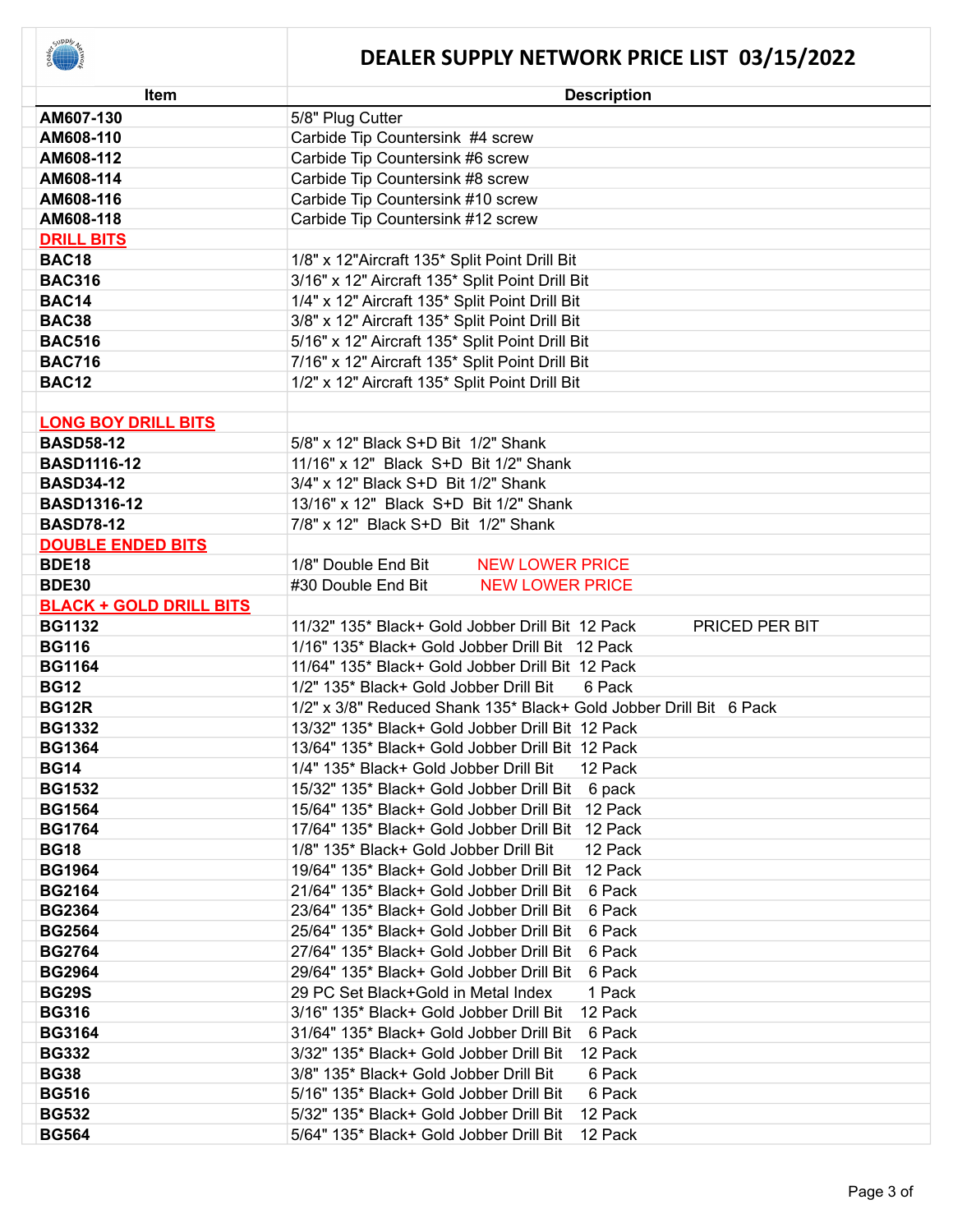# DEALER SUPPLY NETWORK PRICE LIST 03/15/2022

| Item | Description |
|---|---|
| AM607-130 | 5/8" Plug Cutter |
| AM608-110 | Carbide Tip Countersink #4 screw |
| AM608-112 | Carbide Tip Countersink #6 screw |
| AM608-114 | Carbide Tip Countersink #8 screw |
| AM608-116 | Carbide Tip Countersink #10 screw |
| AM608-118 | Carbide Tip Countersink #12 screw |
| **DRILL BITS** | |
| BAC18 | 1/8" x 12"Aircraft 135* Split Point Drill Bit |
| BAC316 | 3/16" x 12" Aircraft 135* Split Point Drill Bit |
| BAC14 | 1/4" x 12" Aircraft 135* Split Point Drill Bit |
| BAC38 | 3/8" x 12" Aircraft 135* Split Point Drill Bit |
| BAC516 | 5/16" x 12" Aircraft 135* Split Point Drill Bit |
| BAC716 | 7/16" x 12" Aircraft 135* Split Point Drill Bit |
| BAC12 | 1/2" x 12" Aircraft 135* Split Point Drill Bit |
| | |
| **LONG BOY DRILL BITS** | |
| BASD58-12 | 5/8" x 12" Black S+D Bit 1/2" Shank |
| BASD1116-12 | 11/16" x 12" Black S+D Bit 1/2" Shank |
| BASD34-12 | 3/4" x 12" Black S+D Bit 1/2" Shank |
| BASD1316-12 | 13/16" x 12" Black S+D Bit 1/2" Shank |
| BASD78-12 | 7/8" x 12" Black S+D Bit 1/2" Shank |
| **DOUBLE ENDED BITS** | |
| BDE18 | 1/8" Double End Bit NEW LOWER PRICE |
| BDE30 | #30 Double End Bit NEW LOWER PRICE |
| **BLACK + GOLD DRILL BITS** | |
| BG1132 | 11/32" 135* Black+ Gold Jobber Drill Bit 12 Pack PRICED PER BIT |
| BG116 | 1/16" 135* Black+ Gold Jobber Drill Bit 12 Pack |
| BG1164 | 11/64" 135* Black+ Gold Jobber Drill Bit 12 Pack |
| BG12 | 1/2" 135* Black+ Gold Jobber Drill Bit 6 Pack |
| BG12R | 1/2" x 3/8" Reduced Shank 135* Black+ Gold Jobber Drill Bit 6 Pack |
| BG1332 | 13/32" 135* Black+ Gold Jobber Drill Bit 12 Pack |
| BG1364 | 13/64" 135* Black+ Gold Jobber Drill Bit 12 Pack |
| BG14 | 1/4" 135* Black+ Gold Jobber Drill Bit 12 Pack |
| BG1532 | 15/32" 135* Black+ Gold Jobber Drill Bit 6 pack |
| BG1564 | 15/64" 135* Black+ Gold Jobber Drill Bit 12 Pack |
| BG1764 | 17/64" 135* Black+ Gold Jobber Drill Bit 12 Pack |
| BG18 | 1/8" 135* Black+ Gold Jobber Drill Bit 12 Pack |
| BG1964 | 19/64" 135* Black+ Gold Jobber Drill Bit 12 Pack |
| BG2164 | 21/64" 135* Black+ Gold Jobber Drill Bit 6 Pack |
| BG2364 | 23/64" 135* Black+ Gold Jobber Drill Bit 6 Pack |
| BG2564 | 25/64" 135* Black+ Gold Jobber Drill Bit 6 Pack |
| BG2764 | 27/64" 135* Black+ Gold Jobber Drill Bit 6 Pack |
| BG2964 | 29/64" 135* Black+ Gold Jobber Drill Bit 6 Pack |
| BG29S | 29 PC Set Black+Gold in Metal Index 1 Pack |
| BG316 | 3/16" 135* Black+ Gold Jobber Drill Bit 12 Pack |
| BG3164 | 31/64" 135* Black+ Gold Jobber Drill Bit 6 Pack |
| BG332 | 3/32" 135* Black+ Gold Jobber Drill Bit 12 Pack |
| BG38 | 3/8" 135* Black+ Gold Jobber Drill Bit 6 Pack |
| BG516 | 5/16" 135* Black+ Gold Jobber Drill Bit 6 Pack |
| BG532 | 5/32" 135* Black+ Gold Jobber Drill Bit 12 Pack |
| BG564 | 5/64" 135* Black+ Gold Jobber Drill Bit 12 Pack |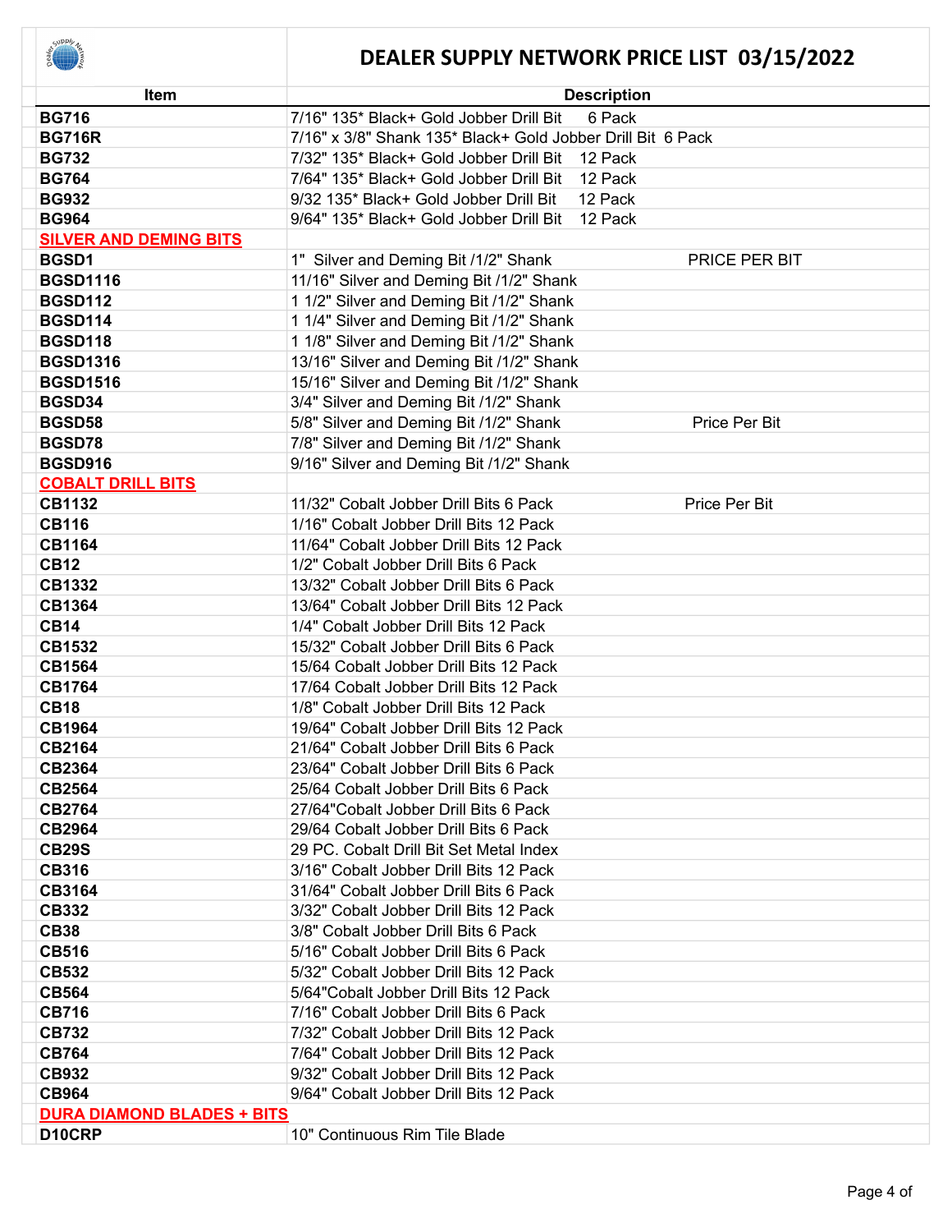# DEALER SUPPLY NETWORK PRICE LIST 03/15/2022

| Item | Description |
|---|---|
| **BG716** | 7/16" 135* Black+ Gold Jobber Drill Bit 6 Pack |
| **BG716R** | 7/16" x 3/8" Shank 135* Black+ Gold Jobber Drill Bit 6 Pack |
| **BG732** | 7/32" 135* Black+ Gold Jobber Drill Bit 12 Pack |
| **BG764** | 7/64" 135* Black+ Gold Jobber Drill Bit 12 Pack |
| **BG932** | 9/32 135* Black+ Gold Jobber Drill Bit 12 Pack |
| **BG964** | 9/64" 135* Black+ Gold Jobber Drill Bit 12 Pack |
| **SILVER AND DEMING BITS** | |
| **BGSD1** | 1" Silver and Deming Bit /1/2" Shank PRICE PER BIT |
| **BGSD1116** | 11/16" Silver and Deming Bit /1/2" Shank |
| **BGSD112** | 1 1/2" Silver and Deming Bit /1/2" Shank |
| **BGSD114** | 1 1/4" Silver and Deming Bit /1/2" Shank |
| **BGSD118** | 1 1/8" Silver and Deming Bit /1/2" Shank |
| **BGSD1316** | 13/16" Silver and Deming Bit /1/2" Shank |
| **BGSD1516** | 15/16" Silver and Deming Bit /1/2" Shank |
| **BGSD34** | 3/4" Silver and Deming Bit /1/2" Shank |
| **BGSD58** | 5/8" Silver and Deming Bit /1/2" Shank Price Per Bit |
| **BGSD78** | 7/8" Silver and Deming Bit /1/2" Shank |
| **BGSD916** | 9/16" Silver and Deming Bit /1/2" Shank |
| **COBALT DRILL BITS** | |
| **CB1132** | 11/32" Cobalt Jobber Drill Bits 6 Pack Price Per Bit |
| **CB116** | 1/16" Cobalt Jobber Drill Bits 12 Pack |
| **CB1164** | 11/64" Cobalt Jobber Drill Bits 12 Pack |
| **CB12** | 1/2" Cobalt Jobber Drill Bits 6 Pack |
| **CB1332** | 13/32" Cobalt Jobber Drill Bits 6 Pack |
| **CB1364** | 13/64" Cobalt Jobber Drill Bits 12 Pack |
| **CB14** | 1/4" Cobalt Jobber Drill Bits 12 Pack |
| **CB1532** | 15/32" Cobalt Jobber Drill Bits 6 Pack |
| **CB1564** | 15/64 Cobalt Jobber Drill Bits 12 Pack |
| **CB1764** | 17/64 Cobalt Jobber Drill Bits 12 Pack |
| **CB18** | 1/8" Cobalt Jobber Drill Bits 12 Pack |
| **CB1964** | 19/64" Cobalt Jobber Drill Bits 12 Pack |
| **CB2164** | 21/64" Cobalt Jobber Drill Bits 6 Pack |
| **CB2364** | 23/64" Cobalt Jobber Drill Bits 6 Pack |
| **CB2564** | 25/64 Cobalt Jobber Drill Bits 6 Pack |
| **CB2764** | 27/64"Cobalt Jobber Drill Bits 6 Pack |
| **CB2964** | 29/64 Cobalt Jobber Drill Bits 6 Pack |
| **CB29S** | 29 PC. Cobalt Drill Bit Set Metal Index |
| **CB316** | 3/16" Cobalt Jobber Drill Bits 12 Pack |
| **CB3164** | 31/64" Cobalt Jobber Drill Bits 6 Pack |
| **CB332** | 3/32" Cobalt Jobber Drill Bits 12 Pack |
| **CB38** | 3/8" Cobalt Jobber Drill Bits 6 Pack |
| **CB516** | 5/16" Cobalt Jobber Drill Bits 6 Pack |
| **CB532** | 5/32" Cobalt Jobber Drill Bits 12 Pack |
| **CB564** | 5/64"Cobalt Jobber Drill Bits 12 Pack |
| **CB716** | 7/16" Cobalt Jobber Drill Bits 6 Pack |
| **CB732** | 7/32" Cobalt Jobber Drill Bits 12 Pack |
| **CB764** | 7/64" Cobalt Jobber Drill Bits 12 Pack |
| **CB932** | 9/32" Cobalt Jobber Drill Bits 12 Pack |
| **CB964** | 9/64" Cobalt Jobber Drill Bits 12 Pack |
| **DURA DIAMOND BLADES + BITS** | |
| **D10CRP** | 10" Continuous Rim Tile Blade |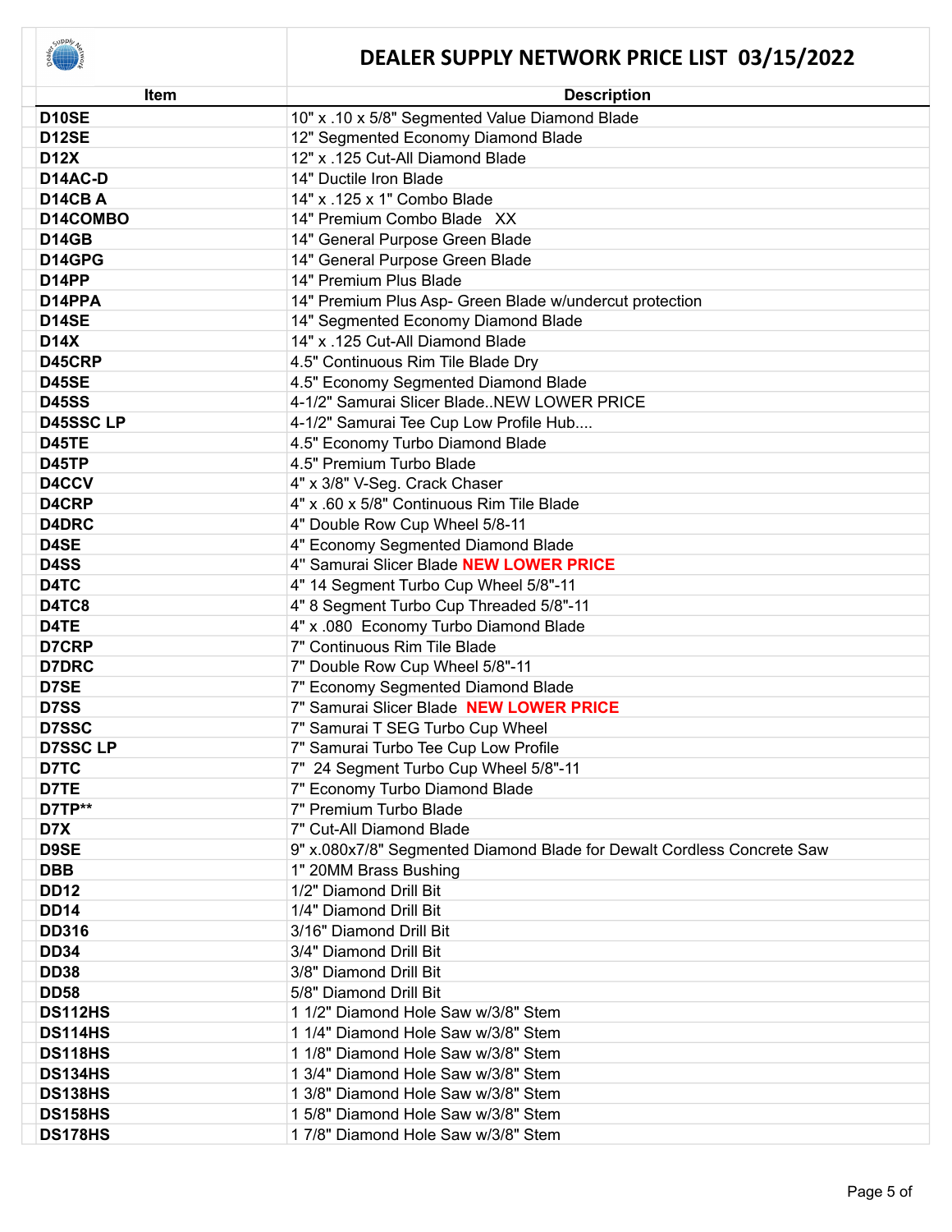# DEALER SUPPLY NETWORK PRICE LIST 03/15/2022

| Item | Description |
|---|---|
| **D10SE** | 10" x .10 x 5/8" Segmented Value Diamond Blade |
| **D12SE** | 12" Segmented Economy Diamond Blade |
| **D12X** | 12" x .125 Cut-All Diamond Blade |
| **D14AC-D** | 14" Ductile Iron Blade |
| **D14CB A** | 14" x .125 x 1" Combo Blade |
| **D14COMBO** | 14" Premium Combo Blade XX |
| **D14GB** | 14" General Purpose Green Blade |
| **D14GPG** | 14" General Purpose Green Blade |
| **D14PP** | 14" Premium Plus Blade |
| **D14PPA** | 14" Premium Plus Asp- Green Blade w/undercut protection |
| **D14SE** | 14" Segmented Economy Diamond Blade |
| **D14X** | 14" x .125 Cut-All Diamond Blade |
| **D45CRP** | 4.5" Continuous Rim Tile Blade Dry |
| **D45SE** | 4.5" Economy Segmented Diamond Blade |
| **D45SS** | 4-1/2" Samurai Slicer Blade..NEW LOWER PRICE |
| **D45SSC LP** | 4-1/2" Samurai Tee Cup Low Profile Hub.... |
| **D45TE** | 4.5" Economy Turbo Diamond Blade |
| **D45TP** | 4.5" Premium Turbo Blade |
| **D4CCV** | 4" x 3/8" V-Seg. Crack Chaser |
| **D4CRP** | 4" x .60 x 5/8" Continuous Rim Tile Blade |
| **D4DRC** | 4" Double Row Cup Wheel 5/8-11 |
| **D4SE** | 4" Economy Segmented Diamond Blade |
| **D4SS** | 4" Samurai Slicer Blade **NEW LOWER PRICE** |
| **D4TC** | 4" 14 Segment Turbo Cup Wheel 5/8"-11 |
| **D4TC8** | 4" 8 Segment Turbo Cup Threaded 5/8"-11 |
| **D4TE** | 4" x .080 Economy Turbo Diamond Blade |
| **D7CRP** | 7" Continuous Rim Tile Blade |
| **D7DRC** | 7" Double Row Cup Wheel 5/8"-11 |
| **D7SE** | 7" Economy Segmented Diamond Blade |
| **D7SS** | 7" Samurai Slicer Blade **NEW LOWER PRICE** |
| **D7SSC** | 7" Samurai T SEG Turbo Cup Wheel |
| **D7SSC LP** | 7" Samurai Turbo Tee Cup Low Profile |
| **D7TC** | 7" 24 Segment Turbo Cup Wheel 5/8"-11 |
| **D7TE** | 7" Economy Turbo Diamond Blade |
| **D7TP**** | 7" Premium Turbo Blade |
| **D7X** | 7" Cut-All Diamond Blade |
| **D9SE** | 9" x.080x7/8" Segmented Diamond Blade for Dewalt Cordless Concrete Saw |
| **DBB** | 1" 20MM Brass Bushing |
| **DD12** | 1/2" Diamond Drill Bit |
| **DD14** | 1/4" Diamond Drill Bit |
| **DD316** | 3/16" Diamond Drill Bit |
| **DD34** | 3/4" Diamond Drill Bit |
| **DD38** | 3/8" Diamond Drill Bit |
| **DD58** | 5/8" Diamond Drill Bit |
| **DS112HS** | 1 1/2" Diamond Hole Saw w/3/8" Stem |
| **DS114HS** | 1 1/4" Diamond Hole Saw w/3/8" Stem |
| **DS118HS** | 1 1/8" Diamond Hole Saw w/3/8" Stem |
| **DS134HS** | 1 3/4" Diamond Hole Saw w/3/8" Stem |
| **DS138HS** | 1 3/8" Diamond Hole Saw w/3/8" Stem |
| **DS158HS** | 1 5/8" Diamond Hole Saw w/3/8" Stem |
| **DS178HS** | 1 7/8" Diamond Hole Saw w/3/8" Stem |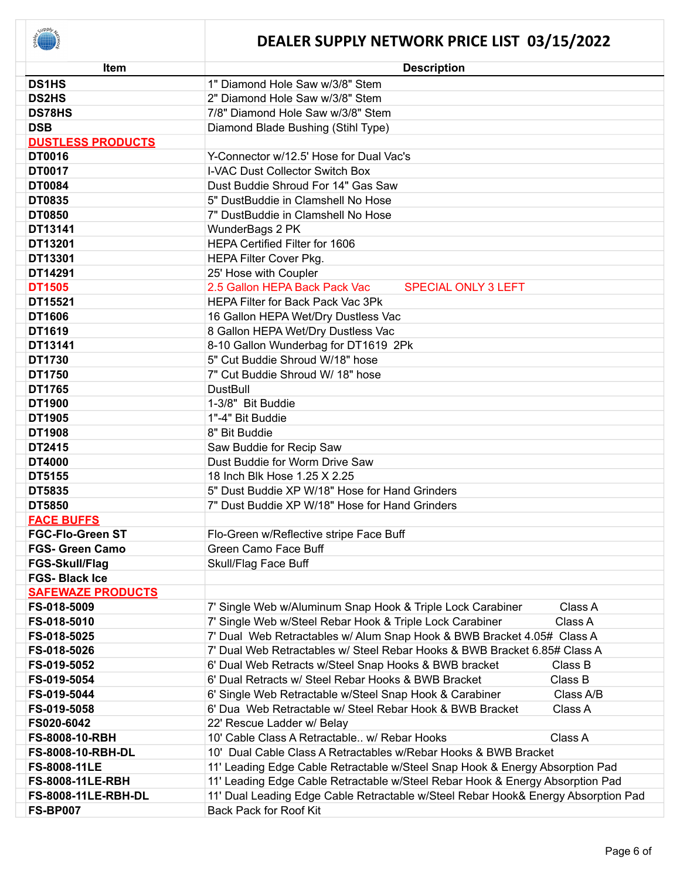# DEALER SUPPLY NETWORK PRICE LIST 03/15/2022

| Item | Description |
|---|---|
| **DS1HS** | 1" Diamond Hole Saw w/3/8" Stem |
| **DS2HS** | 2" Diamond Hole Saw w/3/8" Stem |
| **DS78HS** | 7/8" Diamond Hole Saw w/3/8" Stem |
| **DSB** | Diamond Blade Bushing (Stihl Type) |
| **DUSTLESS PRODUCTS** | |
| **DT0016** | Y-Connector w/12.5' Hose for Dual Vac's |
| **DT0017** | I-VAC Dust Collector Switch Box |
| **DT0084** | Dust Buddie Shroud For 14" Gas Saw |
| **DT0835** | 5" DustBuddie in Clamshell No Hose |
| **DT0850** | 7" DustBuddie in Clamshell No Hose |
| **DT13141** | WunderBags 2 PK |
| **DT13201** | HEPA Certified Filter for 1606 |
| **DT13301** | HEPA Filter Cover Pkg. |
| **DT14291** | 25' Hose with Coupler |
| **DT1505** | 2.5 Gallon HEPA Back Pack Vac SPECIAL ONLY 3 LEFT |
| **DT15521** | HEPA Filter for Back Pack Vac 3Pk |
| **DT1606** | 16 Gallon HEPA Wet/Dry Dustless Vac |
| **DT1619** | 8 Gallon HEPA Wet/Dry Dustless Vac |
| **DT13141** | 8-10 Gallon Wunderbag for DT1619 2Pk |
| **DT1730** | 5" Cut Buddie Shroud W/18" hose |
| **DT1750** | 7" Cut Buddie Shroud W/ 18" hose |
| **DT1765** | DustBull |
| **DT1900** | 1-3/8" Bit Buddie |
| **DT1905** | 1"-4" Bit Buddie |
| **DT1908** | 8" Bit Buddie |
| **DT2415** | Saw Buddie for Recip Saw |
| **DT4000** | Dust Buddie for Worm Drive Saw |
| **DT5155** | 18 Inch Blk Hose 1.25 X 2.25 |
| **DT5835** | 5" Dust Buddie XP W/18" Hose for Hand Grinders |
| **DT5850** | 7" Dust Buddie XP W/18" Hose for Hand Grinders |
| **FACE BUFFS** | |
| **FGC-Flo-Green ST** | Flo-Green w/Reflective stripe Face Buff |
| **FGS- Green Camo** | Green Camo Face Buff |
| **FGS-Skull/Flag** | Skull/Flag Face Buff |
| **FGS- Black Ice** | |
| **SAFEWAZE PRODUCTS** | |
| **FS-018-5009** | 7' Single Web w/Aluminum Snap Hook & Triple Lock Carabiner Class A |
| **FS-018-5010** | 7' Single Web w/Steel Rebar Hook & Triple Lock Carabiner Class A |
| **FS-018-5025** | 7' Dual Web Retractables w/ Alum Snap Hook & BWB Bracket 4.05# Class A |
| **FS-018-5026** | 7' Dual Web Retractables w/ Steel Rebar Hooks & BWB Bracket 6.85# Class A |
| **FS-019-5052** | 6' Dual Web Retracts w/Steel Snap Hooks & BWB bracket Class B |
| **FS-019-5054** | 6' Dual Retracts w/ Steel Rebar Hooks & BWB Bracket Class B |
| **FS-019-5044** | 6' Single Web Retractable w/Steel Snap Hook & Carabiner Class A/B |
| **FS-019-5058** | 6' Dua Web Retractable w/ Steel Rebar Hook & BWB Bracket Class A |
| **FS020-6042** | 22' Rescue Ladder w/ Belay |
| **FS-8008-10-RBH** | 10' Cable Class A Retractable.. w/ Rebar Hooks Class A |
| **FS-8008-10-RBH-DL** | 10' Dual Cable Class A Retractables w/Rebar Hooks & BWB Bracket |
| **FS-8008-11LE** | 11' Leading Edge Cable Retractable w/Steel Snap Hook & Energy Absorption Pad |
| **FS-8008-11LE-RBH** | 11' Leading Edge Cable Retractable w/Steel Rebar Hook & Energy Absorption Pad |
| **FS-8008-11LE-RBH-DL** | 11' Dual Leading Edge Cable Retractable w/Steel Rebar Hook& Energy Absorption Pad |
| **FS-BP007** | Back Pack for Roof Kit |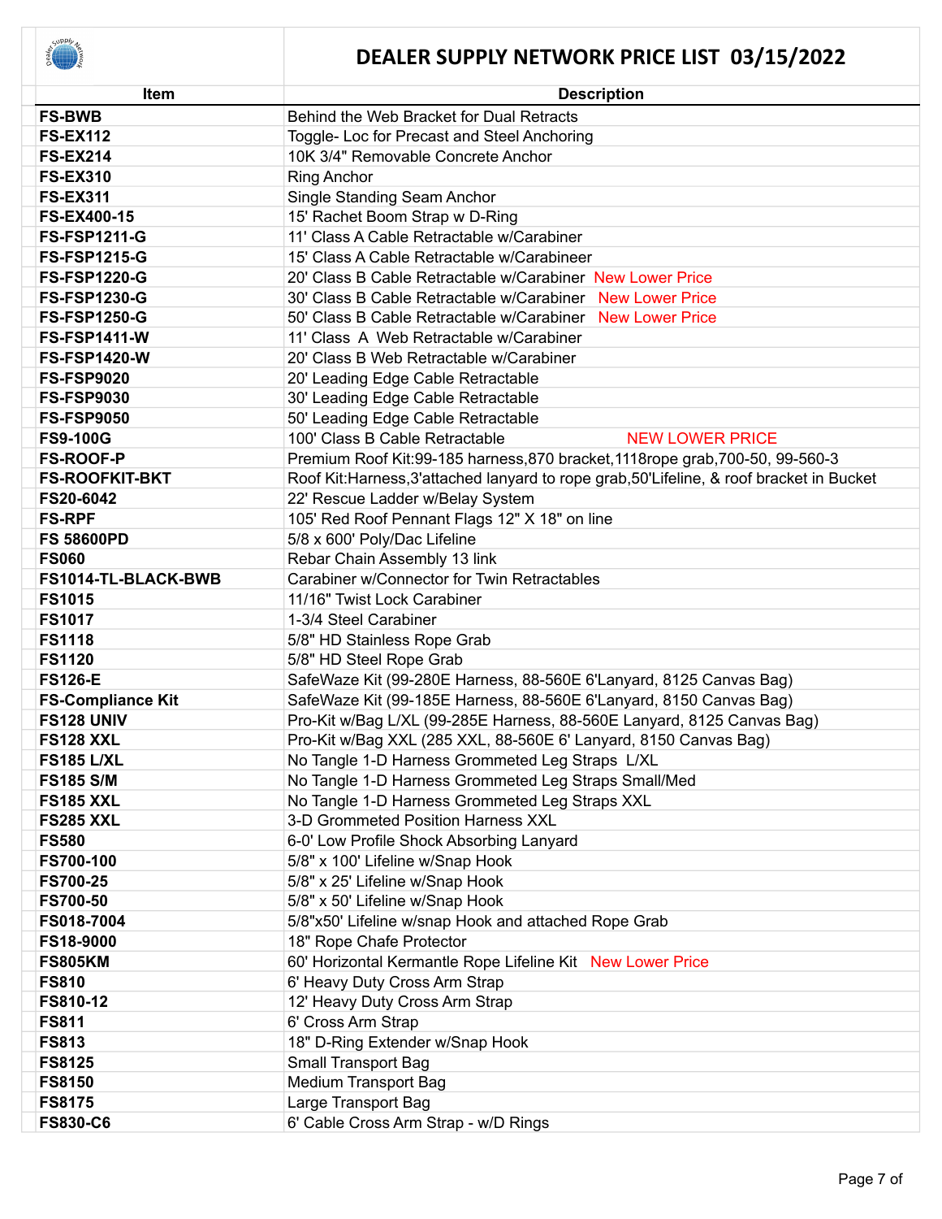# DEALER SUPPLY NETWORK PRICE LIST 03/15/2022

| Item | Description |
|---|---|
| **FS-BWB** | Behind the Web Bracket for Dual Retracts |
| **FS-EX112** | Toggle- Loc for Precast and Steel Anchoring |
| **FS-EX214** | 10K 3/4" Removable Concrete Anchor |
| **FS-EX310** | Ring Anchor |
| **FS-EX311** | Single Standing Seam Anchor |
| **FS-EX400-15** | 15' Rachet Boom Strap w D-Ring |
| **FS-FSP1211-G** | 11' Class A Cable Retractable w/Carabiner |
| **FS-FSP1215-G** | 15' Class A Cable Retractable w/Carabineer |
| **FS-FSP1220-G** | 20' Class B Cable Retractable w/Carabiner New Lower Price |
| **FS-FSP1230-G** | 30' Class B Cable Retractable w/Carabiner New Lower Price |
| **FS-FSP1250-G** | 50' Class B Cable Retractable w/Carabiner New Lower Price |
| **FS-FSP1411-W** | 11' Class A Web Retractable w/Carabiner |
| **FS-FSP1420-W** | 20' Class B Web Retractable w/Carabiner |
| **FS-FSP9020** | 20' Leading Edge Cable Retractable |
| **FS-FSP9030** | 30' Leading Edge Cable Retractable |
| **FS-FSP9050** | 50' Leading Edge Cable Retractable |
| **FS9-100G** | 100' Class B Cable Retractable NEW LOWER PRICE |
| **FS-ROOF-P** | Premium Roof Kit:99-185 harness,870 bracket,1118rope grab,700-50, 99-560-3 |
| **FS-ROOFKIT-BKT** | Roof Kit:Harness,3'attached lanyard to rope grab,50'Lifeline, & roof bracket in Bucket |
| **FS20-6042** | 22' Rescue Ladder w/Belay System |
| **FS-RPF** | 105' Red Roof Pennant Flags 12" X 18" on line |
| **FS 58600PD** | 5/8 x 600' Poly/Dac Lifeline |
| **FS060** | Rebar Chain Assembly 13 link |
| **FS1014-TL-BLACK-BWB** | Carabiner w/Connector for Twin Retractables |
| **FS1015** | 11/16" Twist Lock Carabiner |
| **FS1017** | 1-3/4 Steel Carabiner |
| **FS1118** | 5/8" HD Stainless Rope Grab |
| **FS1120** | 5/8" HD Steel Rope Grab |
| **FS126-E** | SafeWaze Kit (99-280E Harness, 88-560E 6'Lanyard, 8125 Canvas Bag) |
| **FS-Compliance Kit** | SafeWaze Kit (99-185E Harness, 88-560E 6'Lanyard, 8150 Canvas Bag) |
| **FS128 UNIV** | Pro-Kit w/Bag L/XL (99-285E Harness, 88-560E Lanyard, 8125 Canvas Bag) |
| **FS128 XXL** | Pro-Kit w/Bag XXL (285 XXL, 88-560E 6' Lanyard, 8150 Canvas Bag) |
| **FS185 L/XL** | No Tangle 1-D Harness Grommeted Leg Straps L/XL |
| **FS185 S/M** | No Tangle 1-D Harness Grommeted Leg Straps Small/Med |
| **FS185 XXL** | No Tangle 1-D Harness Grommeted Leg Straps XXL |
| **FS285 XXL** | 3-D Grommeted Position Harness XXL |
| **FS580** | 6-0' Low Profile Shock Absorbing Lanyard |
| **FS700-100** | 5/8" x 100' Lifeline w/Snap Hook |
| **FS700-25** | 5/8" x 25' Lifeline w/Snap Hook |
| **FS700-50** | 5/8" x 50' Lifeline w/Snap Hook |
| **FS018-7004** | 5/8"x50' Lifeline w/snap Hook and attached Rope Grab |
| **FS18-9000** | 18" Rope Chafe Protector |
| **FS805KM** | 60' Horizontal Kermantle Rope Lifeline Kit New Lower Price |
| **FS810** | 6' Heavy Duty Cross Arm Strap |
| **FS810-12** | 12' Heavy Duty Cross Arm Strap |
| **FS811** | 6' Cross Arm Strap |
| **FS813** | 18" D-Ring Extender w/Snap Hook |
| **FS8125** | Small Transport Bag |
| **FS8150** | Medium Transport Bag |
| **FS8175** | Large Transport Bag |
| **FS830-C6** | 6' Cable Cross Arm Strap - w/D Rings |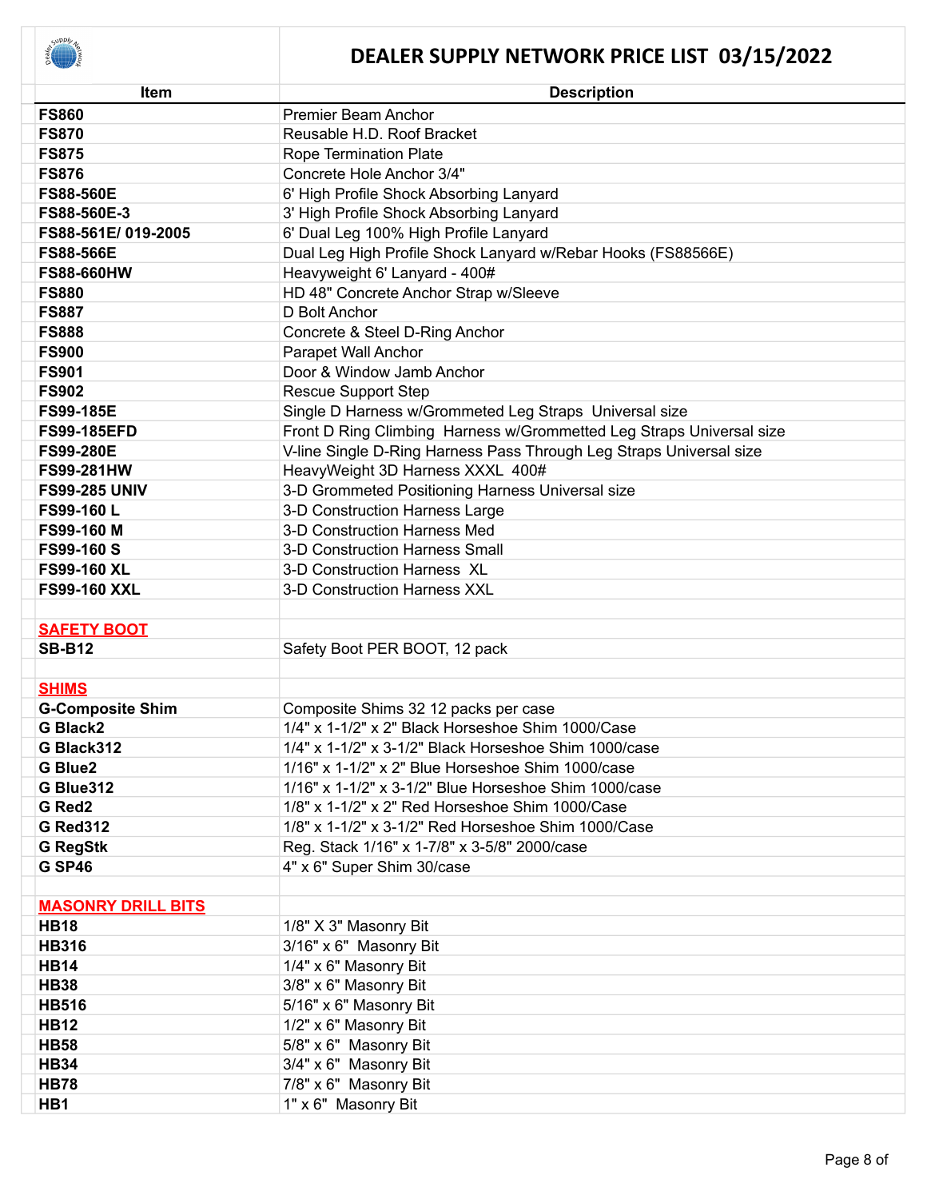# DEALER SUPPLY NETWORK PRICE LIST 03/15/2022

| Item | Description |
|---|---|
| **FS860** | Premier Beam Anchor |
| **FS870** | Reusable H.D. Roof Bracket |
| **FS875** | Rope Termination Plate |
| **FS876** | Concrete Hole Anchor 3/4" |
| **FS88-560E** | 6' High Profile Shock Absorbing Lanyard |
| **FS88-560E-3** | 3' High Profile Shock Absorbing Lanyard |
| **FS88-561E/ 019-2005** | 6' Dual Leg 100% High Profile Lanyard |
| **FS88-566E** | Dual Leg High Profile Shock Lanyard w/Rebar Hooks (FS88566E) |
| **FS88-660HW** | Heavyweight 6' Lanyard - 400# |
| **FS880** | HD 48" Concrete Anchor Strap w/Sleeve |
| **FS887** | D Bolt Anchor |
| **FS888** | Concrete & Steel D-Ring Anchor |
| **FS900** | Parapet Wall Anchor |
| **FS901** | Door & Window Jamb Anchor |
| **FS902** | Rescue Support Step |
| **FS99-185E** | Single D Harness w/Grommeted Leg Straps Universal size |
| **FS99-185EFD** | Front D Ring Climbing Harness w/Grommeted Leg Straps Universal size |
| **FS99-280E** | V-line Single D-Ring Harness Pass Through Leg Straps Universal size |
| **FS99-281HW** | HeavyWeight 3D Harness XXXL 400# |
| **FS99-285 UNIV** | 3-D Grommeted Positioning Harness Universal size |
| **FS99-160 L** | 3-D Construction Harness Large |
| **FS99-160 M** | 3-D Construction Harness Med |
| **FS99-160 S** | 3-D Construction Harness Small |
| **FS99-160 XL** | 3-D Construction Harness XL |
| **FS99-160 XXL** | 3-D Construction Harness XXL |
| | |
| **SAFETY BOOT** | |
| **SB-B12** | Safety Boot PER BOOT, 12 pack |
| | |
| **SHIMS** | |
| **G-Composite Shim** | Composite Shims 32 12 packs per case |
| **G Black2** | 1/4" x 1-1/2" x 2" Black Horseshoe Shim 1000/Case |
| **G Black312** | 1/4" x 1-1/2" x 3-1/2" Black Horseshoe Shim 1000/case |
| **G Blue2** | 1/16" x 1-1/2" x 2" Blue Horseshoe Shim 1000/case |
| **G Blue312** | 1/16" x 1-1/2" x 3-1/2" Blue Horseshoe Shim 1000/case |
| **G Red2** | 1/8" x 1-1/2" x 2" Red Horseshoe Shim 1000/Case |
| **G Red312** | 1/8" x 1-1/2" x 3-1/2" Red Horseshoe Shim 1000/Case |
| **G RegStk** | Reg. Stack 1/16" x 1-7/8" x 3-5/8" 2000/case |
| **G SP46** | 4" x 6" Super Shim 30/case |
| | |
| **MASONRY DRILL BITS** | |
| **HB18** | 1/8" X 3" Masonry Bit |
| **HB316** | 3/16" x 6" Masonry Bit |
| **HB14** | 1/4" x 6" Masonry Bit |
| **HB38** | 3/8" x 6" Masonry Bit |
| **HB516** | 5/16" x 6" Masonry Bit |
| **HB12** | 1/2" x 6" Masonry Bit |
| **HB58** | 5/8" x 6" Masonry Bit |
| **HB34** | 3/4" x 6" Masonry Bit |
| **HB78** | 7/8" x 6" Masonry Bit |
| **HB1** | 1" x 6" Masonry Bit |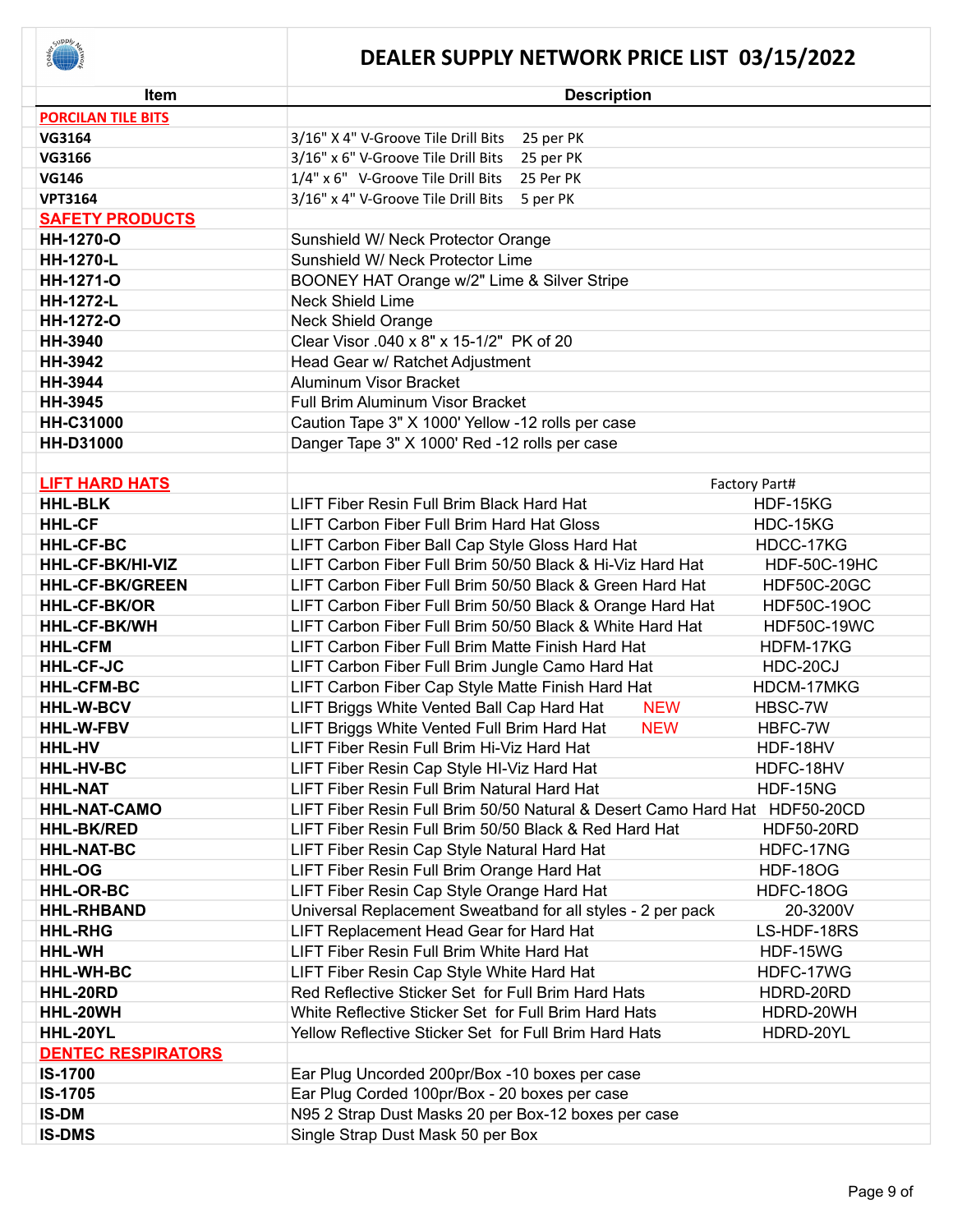# DEALER SUPPLY NETWORK PRICE LIST 03/15/2022

| Item | Description | |
|---|---|---|
| **PORCILAN TILE BITS** | | |
| **VG3164** | 3/16" X 4" V-Groove Tile Drill Bits 25 per PK | |
| **VG3166** | 3/16" x 6" V-Groove Tile Drill Bits 25 per PK | |
| **VG146** | 1/4" x 6" V-Groove Tile Drill Bits 25 Per PK | |
| **VPT3164** | 3/16" x 4" V-Groove Tile Drill Bits 5 per PK | |
| **SAFETY PRODUCTS** | | |
| **HH-1270-O** | Sunshield W/ Neck Protector Orange | |
| **HH-1270-L** | Sunshield W/ Neck Protector Lime | |
| **HH-1271-O** | BOONEY HAT Orange w/2" Lime & Silver Stripe | |
| **HH-1272-L** | Neck Shield Lime | |
| **HH-1272-O** | Neck Shield Orange | |
| **HH-3940** | Clear Visor .040 x 8" x 15-1/2" PK of 20 | |
| **HH-3942** | Head Gear w/ Ratchet Adjustment | |
| **HH-3944** | Aluminum Visor Bracket | |
| **HH-3945** | Full Brim Aluminum Visor Bracket | |
| **HH-C31000** | Caution Tape 3" X 1000' Yellow -12 rolls per case | |
| **HH-D31000** | Danger Tape 3" X 1000' Red -12 rolls per case | |
| | | |
| **LIFT HARD HATS** | | Factory Part# |
| **HHL-BLK** | LIFT Fiber Resin Full Brim Black Hard Hat | HDF-15KG |
| **HHL-CF** | LIFT Carbon Fiber Full Brim Hard Hat Gloss | HDC-15KG |
| **HHL-CF-BC** | LIFT Carbon Fiber Ball Cap Style Gloss Hard Hat | HDCC-17KG |
| **HHL-CF-BK/HI-VIZ** | LIFT Carbon Fiber Full Brim 50/50 Black & Hi-Viz Hard Hat | HDF-50C-19HC |
| **HHL-CF-BK/GREEN** | LIFT Carbon Fiber Full Brim 50/50 Black & Green Hard Hat | HDF50C-20GC |
| **HHL-CF-BK/OR** | LIFT Carbon Fiber Full Brim 50/50 Black & Orange Hard Hat | HDF50C-19OC |
| **HHL-CF-BK/WH** | LIFT Carbon Fiber Full Brim 50/50 Black & White Hard Hat | HDF50C-19WC |
| **HHL-CFM** | LIFT Carbon Fiber Full Brim Matte Finish Hard Hat | HDFM-17KG |
| **HHL-CF-JC** | LIFT Carbon Fiber Full Brim Jungle Camo Hard Hat | HDC-20CJ |
| **HHL-CFM-BC** | LIFT Carbon Fiber Cap Style Matte Finish Hard Hat | HDCM-17MKG |
| **HHL-W-BCV** | LIFT Briggs White Vented Ball Cap Hard Hat NEW | HBSC-7W |
| **HHL-W-FBV** | LIFT Briggs White Vented Full Brim Hard Hat NEW | HBFC-7W |
| **HHL-HV** | LIFT Fiber Resin Full Brim Hi-Viz Hard Hat | HDF-18HV |
| **HHL-HV-BC** | LIFT Fiber Resin Cap Style HI-Viz Hard Hat | HDFC-18HV |
| **HHL-NAT** | LIFT Fiber Resin Full Brim Natural Hard Hat | HDF-15NG |
| **HHL-NAT-CAMO** | LIFT Fiber Resin Full Brim 50/50 Natural & Desert Camo Hard Hat | HDF50-20CD |
| **HHL-BK/RED** | LIFT Fiber Resin Full Brim 50/50 Black & Red Hard Hat | HDF50-20RD |
| **HHL-NAT-BC** | LIFT Fiber Resin Cap Style Natural Hard Hat | HDFC-17NG |
| **HHL-OG** | LIFT Fiber Resin Full Brim Orange Hard Hat | HDF-18OG |
| **HHL-OR-BC** | LIFT Fiber Resin Cap Style Orange Hard Hat | HDFC-18OG |
| **HHL-RHBAND** | Universal Replacement Sweatband for all styles - 2 per pack | 20-3200V |
| **HHL-RHG** | LIFT Replacement Head Gear for Hard Hat | LS-HDF-18RS |
| **HHL-WH** | LIFT Fiber Resin Full Brim White Hard Hat | HDF-15WG |
| **HHL-WH-BC** | LIFT Fiber Resin Cap Style White Hard Hat | HDFC-17WG |
| **HHL-20RD** | Red Reflective Sticker Set for Full Brim Hard Hats | HDRD-20RD |
| **HHL-20WH** | White Reflective Sticker Set for Full Brim Hard Hats | HDRD-20WH |
| **HHL-20YL** | Yellow Reflective Sticker Set for Full Brim Hard Hats | HDRD-20YL |
| **DENTEC RESPIRATORS** | | |
| **IS-1700** | Ear Plug Uncorded 200pr/Box -10 boxes per case | |
| **IS-1705** | Ear Plug Corded 100pr/Box - 20 boxes per case | |
| **IS-DM** | N95 2 Strap Dust Masks 20 per Box-12 boxes per case | |
| **IS-DMS** | Single Strap Dust Mask 50 per Box | |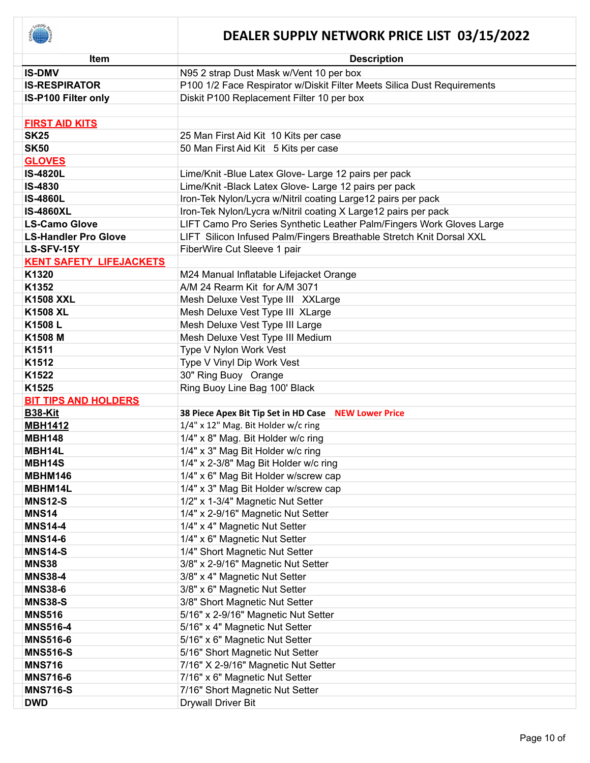# DEALER SUPPLY NETWORK PRICE LIST 03/15/2022

| Item | Description |
|---|---|
| **IS-DMV** | N95 2 strap Dust Mask w/Vent 10 per box |
| **IS-RESPIRATOR** | P100 1/2 Face Respirator w/Diskit Filter Meets Silica Dust Requirements |
| **IS-P100 Filter only** | Diskit P100 Replacement Filter 10 per box |
| | |
| **FIRST AID KITS** | |
| **SK25** | 25 Man First Aid Kit 10 Kits per case |
| **SK50** | 50 Man First Aid Kit 5 Kits per case |
| **GLOVES** | |
| **IS-4820L** | Lime/Knit -Blue Latex Glove- Large 12 pairs per pack |
| **IS-4830** | Lime/Knit -Black Latex Glove- Large 12 pairs per pack |
| **IS-4860L** | Iron-Tek Nylon/Lycra w/Nitril coating Large12 pairs per pack |
| **IS-4860XL** | Iron-Tek Nylon/Lycra w/Nitril coating X Large12 pairs per pack |
| **LS-Camo Glove** | LIFT Camo Pro Series Synthetic Leather Palm/Fingers Work Gloves Large |
| **LS-Handler Pro Glove** | LIFT Silicon Infused Palm/Fingers Breathable Stretch Knit Dorsal XXL |
| **LS-SFV-15Y** | FiberWire Cut Sleeve 1 pair |
| **KENT SAFETY LIFEJACKETS** | |
| **K1320** | M24 Manual Inflatable Lifejacket Orange |
| **K1352** | A/M 24 Rearm Kit for A/M 3071 |
| **K1508 XXL** | Mesh Deluxe Vest Type III XXLarge |
| **K1508 XL** | Mesh Deluxe Vest Type III XLarge |
| **K1508 L** | Mesh Deluxe Vest Type III Large |
| **K1508 M** | Mesh Deluxe Vest Type III Medium |
| **K1511** | Type V Nylon Work Vest |
| **K1512** | Type V Vinyl Dip Work Vest |
| **K1522** | 30" Ring Buoy Orange |
| **K1525** | Ring Buoy Line Bag 100' Black |
| **BIT TIPS AND HOLDERS** | |
| **B38-Kit** | **38 Piece Apex Bit Tip Set in HD Case NEW Lower Price** |
| **MBH1412** | 1/4" x 12" Mag. Bit Holder w/c ring |
| **MBH148** | 1/4" x 8" Mag. Bit Holder w/c ring |
| **MBH14L** | 1/4" x 3" Mag Bit Holder w/c ring |
| **MBH14S** | 1/4" x 2-3/8" Mag Bit Holder w/c ring |
| **MBHM146** | 1/4" x 6" Mag Bit Holder w/screw cap |
| **MBHM14L** | 1/4" x 3" Mag Bit Holder w/screw cap |
| **MNS12-S** | 1/2" x 1-3/4" Magnetic Nut Setter |
| **MNS14** | 1/4" x 2-9/16" Magnetic Nut Setter |
| **MNS14-4** | 1/4" x 4" Magnetic Nut Setter |
| **MNS14-6** | 1/4" x 6" Magnetic Nut Setter |
| **MNS14-S** | 1/4" Short Magnetic Nut Setter |
| **MNS38** | 3/8" x 2-9/16" Magnetic Nut Setter |
| **MNS38-4** | 3/8" x 4" Magnetic Nut Setter |
| **MNS38-6** | 3/8" x 6" Magnetic Nut Setter |
| **MNS38-S** | 3/8" Short Magnetic Nut Setter |
| **MNS516** | 5/16" x 2-9/16" Magnetic Nut Setter |
| **MNS516-4** | 5/16" x 4" Magnetic Nut Setter |
| **MNS516-6** | 5/16" x 6" Magnetic Nut Setter |
| **MNS516-S** | 5/16" Short Magnetic Nut Setter |
| **MNS716** | 7/16" X 2-9/16" Magnetic Nut Setter |
| **MNS716-6** | 7/16" x 6" Magnetic Nut Setter |
| **MNS716-S** | 7/16" Short Magnetic Nut Setter |
| **DWD** | Drywall Driver Bit |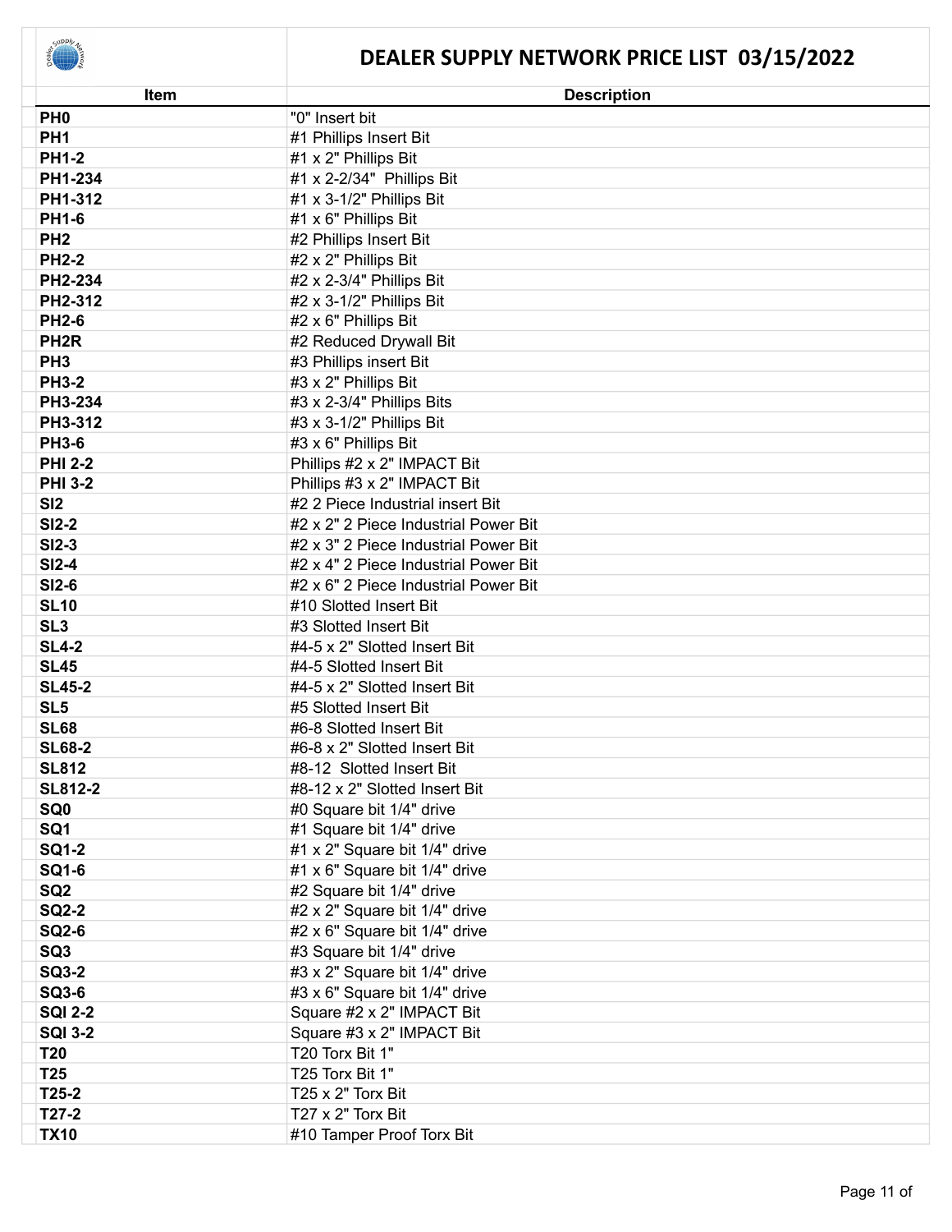# DEALER SUPPLY NETWORK PRICE LIST 03/15/2022

| Item | Description |
| --- | --- |
| **PH0** | "0" Insert bit |
| **PH1** | #1 Phillips Insert Bit |
| **PH1-2** | #1 x 2" Phillips Bit |
| **PH1-234** | #1 x 2-2/34" Phillips Bit |
| **PH1-312** | #1 x 3-1/2" Phillips Bit |
| **PH1-6** | #1 x 6" Phillips Bit |
| **PH2** | #2 Phillips Insert Bit |
| **PH2-2** | #2 x 2" Phillips Bit |
| **PH2-234** | #2 x 2-3/4" Phillips Bit |
| **PH2-312** | #2 x 3-1/2" Phillips Bit |
| **PH2-6** | #2 x 6" Phillips Bit |
| **PH2R** | #2 Reduced Drywall Bit |
| **PH3** | #3 Phillips insert Bit |
| **PH3-2** | #3 x 2" Phillips Bit |
| **PH3-234** | #3 x 2-3/4" Phillips Bits |
| **PH3-312** | #3 x 3-1/2" Phillips Bit |
| **PH3-6** | #3 x 6" Phillips Bit |
| **PHI 2-2** | Phillips #2 x 2" IMPACT Bit |
| **PHI 3-2** | Phillips #3 x 2" IMPACT Bit |
| **SI2** | #2 2 Piece Industrial insert Bit |
| **SI2-2** | #2 x 2" 2 Piece Industrial Power Bit |
| **SI2-3** | #2 x 3" 2 Piece Industrial Power Bit |
| **SI2-4** | #2 x 4" 2 Piece Industrial Power Bit |
| **SI2-6** | #2 x 6" 2 Piece Industrial Power Bit |
| **SL10** | #10 Slotted Insert Bit |
| **SL3** | #3 Slotted Insert Bit |
| **SL4-2** | #4-5 x 2" Slotted Insert Bit |
| **SL45** | #4-5 Slotted Insert Bit |
| **SL45-2** | #4-5 x 2" Slotted Insert Bit |
| **SL5** | #5 Slotted Insert Bit |
| **SL68** | #6-8 Slotted Insert Bit |
| **SL68-2** | #6-8 x 2" Slotted Insert Bit |
| **SL812** | #8-12 Slotted Insert Bit |
| **SL812-2** | #8-12 x 2" Slotted Insert Bit |
| **SQ0** | #0 Square bit 1/4" drive |
| **SQ1** | #1 Square bit 1/4" drive |
| **SQ1-2** | #1 x 2" Square bit 1/4" drive |
| **SQ1-6** | #1 x 6" Square bit 1/4" drive |
| **SQ2** | #2 Square bit 1/4" drive |
| **SQ2-2** | #2 x 2" Square bit 1/4" drive |
| **SQ2-6** | #2 x 6" Square bit 1/4" drive |
| **SQ3** | #3 Square bit 1/4" drive |
| **SQ3-2** | #3 x 2" Square bit 1/4" drive |
| **SQ3-6** | #3 x 6" Square bit 1/4" drive |
| **SQI 2-2** | Square #2 x 2" IMPACT Bit |
| **SQI 3-2** | Square #3 x 2" IMPACT Bit |
| **T20** | T20 Torx Bit 1" |
| **T25** | T25 Torx Bit 1" |
| **T25-2** | T25 x 2" Torx Bit |
| **T27-2** | T27 x 2" Torx Bit |
| **TX10** | #10 Tamper Proof Torx Bit |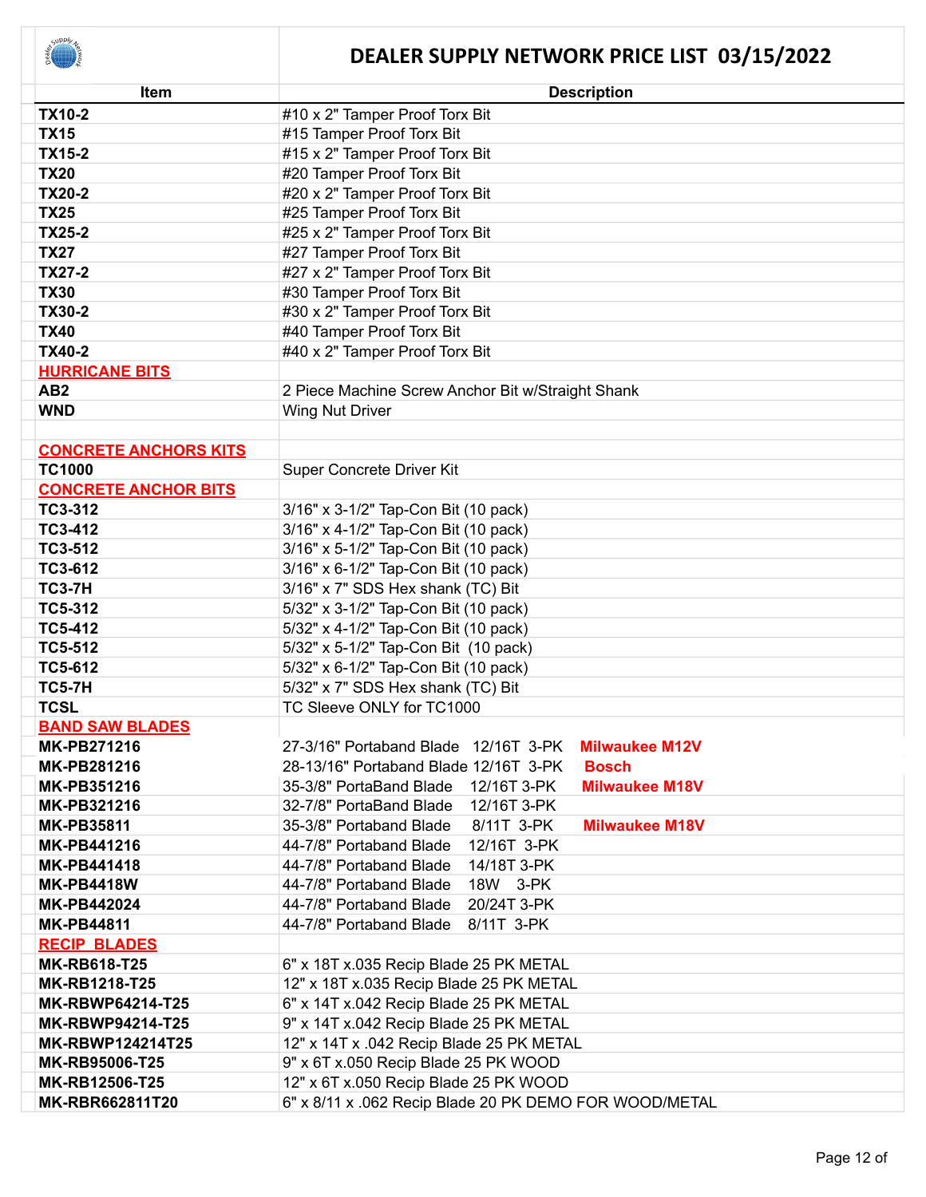# DEALER SUPPLY NETWORK PRICE LIST 03/15/2022

| Item | Description |
|---|---|
| **TX10-2** | #10 x 2" Tamper Proof Torx Bit |
| **TX15** | #15 Tamper Proof Torx Bit |
| **TX15-2** | #15 x 2" Tamper Proof Torx Bit |
| **TX20** | #20 Tamper Proof Torx Bit |
| **TX20-2** | #20 x 2" Tamper Proof Torx Bit |
| **TX25** | #25 Tamper Proof Torx Bit |
| **TX25-2** | #25 x 2" Tamper Proof Torx Bit |
| **TX27** | #27 Tamper Proof Torx Bit |
| **TX27-2** | #27 x 2" Tamper Proof Torx Bit |
| **TX30** | #30 Tamper Proof Torx Bit |
| **TX30-2** | #30 x 2" Tamper Proof Torx Bit |
| **TX40** | #40 Tamper Proof Torx Bit |
| **TX40-2** | #40 x 2" Tamper Proof Torx Bit |
| **HURRICANE BITS** | |
| **AB2** | 2 Piece Machine Screw Anchor Bit w/Straight Shank |
| **WND** | Wing Nut Driver |
| | |
| **CONCRETE ANCHORS KITS** | |
| **TC1000** | Super Concrete Driver Kit |
| **CONCRETE ANCHOR BITS** | |
| **TC3-312** | 3/16" x 3-1/2" Tap-Con Bit (10 pack) |
| **TC3-412** | 3/16" x 4-1/2" Tap-Con Bit (10 pack) |
| **TC3-512** | 3/16" x 5-1/2" Tap-Con Bit (10 pack) |
| **TC3-612** | 3/16" x 6-1/2" Tap-Con Bit (10 pack) |
| **TC3-7H** | 3/16" x 7" SDS Hex shank (TC) Bit |
| **TC5-312** | 5/32" x 3-1/2" Tap-Con Bit (10 pack) |
| **TC5-412** | 5/32" x 4-1/2" Tap-Con Bit (10 pack) |
| **TC5-512** | 5/32" x 5-1/2" Tap-Con Bit (10 pack) |
| **TC5-612** | 5/32" x 6-1/2" Tap-Con Bit (10 pack) |
| **TC5-7H** | 5/32" x 7" SDS Hex shank (TC) Bit |
| **TCSL** | TC Sleeve ONLY for TC1000 |
| **BAND SAW BLADES** | |
| **MK-PB271216** | 27-3/16" Portaband Blade 12/16T 3-PK **Milwaukee M12V** |
| **MK-PB281216** | 28-13/16" Portaband Blade 12/16T 3-PK **Bosch** |
| **MK-PB351216** | 35-3/8" PortaBand Blade 12/16T 3-PK **Milwaukee M18V** |
| **MK-PB321216** | 32-7/8" PortaBand Blade 12/16T 3-PK |
| **MK-PB35811** | 35-3/8" Portaband Blade 8/11T 3-PK **Milwaukee M18V** |
| **MK-PB441216** | 44-7/8" Portaband Blade 12/16T 3-PK |
| **MK-PB441418** | 44-7/8" Portaband Blade 14/18T 3-PK |
| **MK-PB4418W** | 44-7/8" Portaband Blade 18W 3-PK |
| **MK-PB442024** | 44-7/8" Portaband Blade 20/24T 3-PK |
| **MK-PB44811** | 44-7/8" Portaband Blade 8/11T 3-PK |
| **RECIP BLADES** | |
| **MK-RB618-T25** | 6" x 18T x.035 Recip Blade 25 PK METAL |
| **MK-RB1218-T25** | 12" x 18T x.035 Recip Blade 25 PK METAL |
| **MK-RBWP64214-T25** | 6" x 14T x.042 Recip Blade 25 PK METAL |
| **MK-RBWP94214-T25** | 9" x 14T x.042 Recip Blade 25 PK METAL |
| **MK-RBWP124214T25** | 12" x 14T x .042 Recip Blade 25 PK METAL |
| **MK-RB95006-T25** | 9" x 6T x.050 Recip Blade 25 PK WOOD |
| **MK-RB12506-T25** | 12" x 6T x.050 Recip Blade 25 PK WOOD |
| **MK-RBR662811T20** | 6" x 8/11 x .062 Recip Blade 20 PK DEMO FOR WOOD/METAL |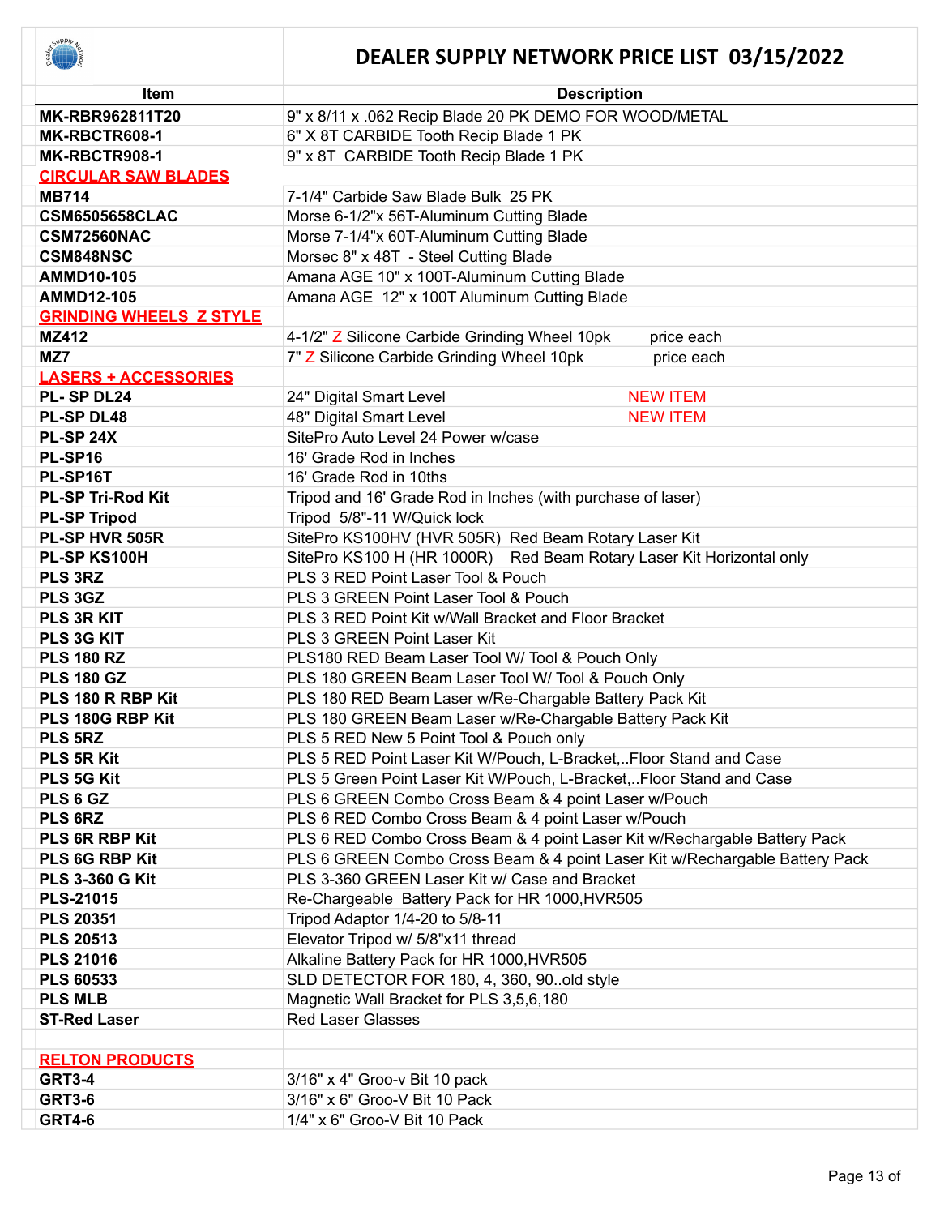# DEALER SUPPLY NETWORK PRICE LIST 03/15/2022

| Item | Description |
|---|---|
| **MK-RBR962811T20** | 9" x 8/11 x .062 Recip Blade 20 PK DEMO FOR WOOD/METAL |
| **MK-RBCTR608-1** | 6" X 8T CARBIDE Tooth Recip Blade 1 PK |
| **MK-RBCTR908-1** | 9" x 8T CARBIDE Tooth Recip Blade 1 PK |
| **CIRCULAR SAW BLADES** | |
| **MB714** | 7-1/4" Carbide Saw Blade Bulk 25 PK |
| **CSM6505658CLAC** | Morse 6-1/2"x 56T-Aluminum Cutting Blade |
| **CSM72560NAC** | Morse 7-1/4"x 60T-Aluminum Cutting Blade |
| **CSM848NSC** | Morsec 8" x 48T - Steel Cutting Blade |
| **AMMD10-105** | Amana AGE 10" x 100T-Aluminum Cutting Blade |
| **AMMD12-105** | Amana AGE 12" x 100T Aluminum Cutting Blade |
| **GRINDING WHEELS Z STYLE** | |
| **MZ412** | 4-1/2" Z Silicone Carbide Grinding Wheel 10pk price each |
| **MZ7** | 7" Z Silicone Carbide Grinding Wheel 10pk price each |
| **LASERS + ACCESSORIES** | |
| **PL- SP DL24** | 24" Digital Smart Level NEW ITEM |
| **PL-SP DL48** | 48" Digital Smart Level NEW ITEM |
| **PL-SP 24X** | SitePro Auto Level 24 Power w/case |
| **PL-SP16** | 16' Grade Rod in Inches |
| **PL-SP16T** | 16' Grade Rod in 10ths |
| **PL-SP Tri-Rod Kit** | Tripod and 16' Grade Rod in Inches (with purchase of laser) |
| **PL-SP Tripod** | Tripod 5/8"-11 W/Quick lock |
| **PL-SP HVR 505R** | SitePro KS100HV (HVR 505R) Red Beam Rotary Laser Kit |
| **PL-SP KS100H** | SitePro KS100 H (HR 1000R) Red Beam Rotary Laser Kit Horizontal only |
| **PLS 3RZ** | PLS 3 RED Point Laser Tool & Pouch |
| **PLS 3GZ** | PLS 3 GREEN Point Laser Tool & Pouch |
| **PLS 3R KIT** | PLS 3 RED Point Kit w/Wall Bracket and Floor Bracket |
| **PLS 3G KIT** | PLS 3 GREEN Point Laser Kit |
| **PLS 180 RZ** | PLS180 RED Beam Laser Tool W/ Tool & Pouch Only |
| **PLS 180 GZ** | PLS 180 GREEN Beam Laser Tool W/ Tool & Pouch Only |
| **PLS 180 R RBP Kit** | PLS 180 RED Beam Laser w/Re-Chargable Battery Pack Kit |
| **PLS 180G RBP Kit** | PLS 180 GREEN Beam Laser w/Re-Chargable Battery Pack Kit |
| **PLS 5RZ** | PLS 5 RED New 5 Point Tool & Pouch only |
| **PLS 5R Kit** | PLS 5 RED Point Laser Kit W/Pouch, L-Bracket,..Floor Stand and Case |
| **PLS 5G Kit** | PLS 5 Green Point Laser Kit W/Pouch, L-Bracket,..Floor Stand and Case |
| **PLS 6 GZ** | PLS 6 GREEN Combo Cross Beam & 4 point Laser w/Pouch |
| **PLS 6RZ** | PLS 6 RED Combo Cross Beam & 4 point Laser w/Pouch |
| **PLS 6R RBP Kit** | PLS 6 RED Combo Cross Beam & 4 point Laser Kit w/Rechargable Battery Pack |
| **PLS 6G RBP Kit** | PLS 6 GREEN Combo Cross Beam & 4 point Laser Kit w/Rechargable Battery Pack |
| **PLS 3-360 G Kit** | PLS 3-360 GREEN Laser Kit w/ Case and Bracket |
| **PLS-21015** | Re-Chargeable Battery Pack for HR 1000,HVR505 |
| **PLS 20351** | Tripod Adaptor 1/4-20 to 5/8-11 |
| **PLS 20513** | Elevator Tripod w/ 5/8"x11 thread |
| **PLS 21016** | Alkaline Battery Pack for HR 1000,HVR505 |
| **PLS 60533** | SLD DETECTOR FOR 180, 4, 360, 90..old style |
| **PLS MLB** | Magnetic Wall Bracket for PLS 3,5,6,180 |
| **ST-Red Laser** | Red Laser Glasses |
| | |
| **RELTON PRODUCTS** | |
| **GRT3-4** | 3/16" x 4" Groo-v Bit 10 pack |
| **GRT3-6** | 3/16" x 6" Groo-V Bit 10 Pack |
| **GRT4-6** | 1/4" x 6" Groo-V Bit 10 Pack |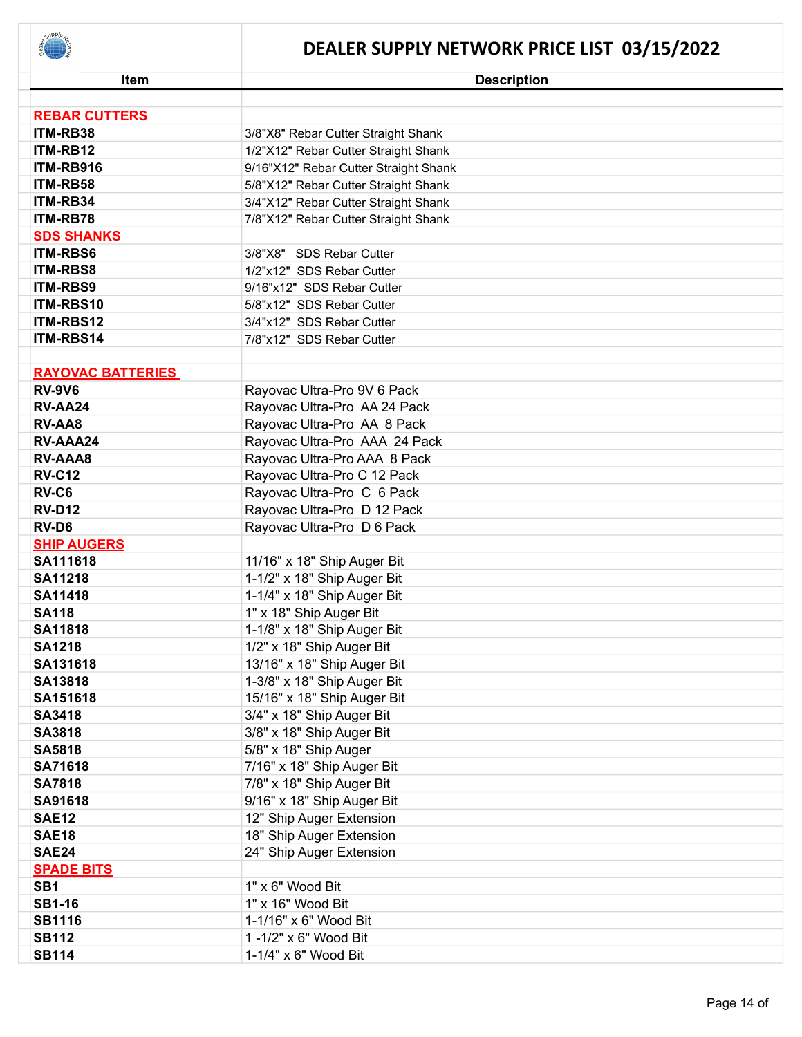# DEALER SUPPLY NETWORK PRICE LIST 03/15/2022

| Item | Description |
|---|---|
| **REBAR CUTTERS** | |
| **ITM-RB38** | 3/8"X8" Rebar Cutter Straight Shank |
| **ITM-RB12** | 1/2"X12" Rebar Cutter Straight Shank |
| **ITM-RB916** | 9/16"X12" Rebar Cutter Straight Shank |
| **ITM-RB58** | 5/8"X12" Rebar Cutter Straight Shank |
| **ITM-RB34** | 3/4"X12" Rebar Cutter Straight Shank |
| **ITM-RB78** | 7/8"X12" Rebar Cutter Straight Shank |
| **SDS SHANKS** | |
| **ITM-RBS6** | 3/8"X8" SDS Rebar Cutter |
| **ITM-RBS8** | 1/2"x12" SDS Rebar Cutter |
| **ITM-RBS9** | 9/16"x12" SDS Rebar Cutter |
| **ITM-RBS10** | 5/8"x12" SDS Rebar Cutter |
| **ITM-RBS12** | 3/4"x12" SDS Rebar Cutter |
| **ITM-RBS14** | 7/8"x12" SDS Rebar Cutter |
| | |
| **RAYOVAC BATTERIES** | |
| **RV-9V6** | Rayovac Ultra-Pro 9V 6 Pack |
| **RV-AA24** | Rayovac Ultra-Pro AA 24 Pack |
| **RV-AA8** | Rayovac Ultra-Pro AA 8 Pack |
| **RV-AAA24** | Rayovac Ultra-Pro AAA 24 Pack |
| **RV-AAA8** | Rayovac Ultra-Pro AAA 8 Pack |
| **RV-C12** | Rayovac Ultra-Pro C 12 Pack |
| **RV-C6** | Rayovac Ultra-Pro C 6 Pack |
| **RV-D12** | Rayovac Ultra-Pro D 12 Pack |
| **RV-D6** | Rayovac Ultra-Pro D 6 Pack |
| **SHIP AUGERS** | |
| **SA111618** | 11/16" x 18" Ship Auger Bit |
| **SA11218** | 1-1/2" x 18" Ship Auger Bit |
| **SA11418** | 1-1/4" x 18" Ship Auger Bit |
| **SA118** | 1" x 18" Ship Auger Bit |
| **SA11818** | 1-1/8" x 18" Ship Auger Bit |
| **SA1218** | 1/2" x 18" Ship Auger Bit |
| **SA131618** | 13/16" x 18" Ship Auger Bit |
| **SA13818** | 1-3/8" x 18" Ship Auger Bit |
| **SA151618** | 15/16" x 18" Ship Auger Bit |
| **SA3418** | 3/4" x 18" Ship Auger Bit |
| **SA3818** | 3/8" x 18" Ship Auger Bit |
| **SA5818** | 5/8" x 18" Ship Auger |
| **SA71618** | 7/16" x 18" Ship Auger Bit |
| **SA7818** | 7/8" x 18" Ship Auger Bit |
| **SA91618** | 9/16" x 18" Ship Auger Bit |
| **SAE12** | 12" Ship Auger Extension |
| **SAE18** | 18" Ship Auger Extension |
| **SAE24** | 24" Ship Auger Extension |
| **SPADE BITS** | |
| **SB1** | 1" x 6" Wood Bit |
| **SB1-16** | 1" x 16" Wood Bit |
| **SB1116** | 1-1/16" x 6" Wood Bit |
| **SB112** | 1 -1/2" x 6" Wood Bit |
| **SB114** | 1-1/4" x 6" Wood Bit |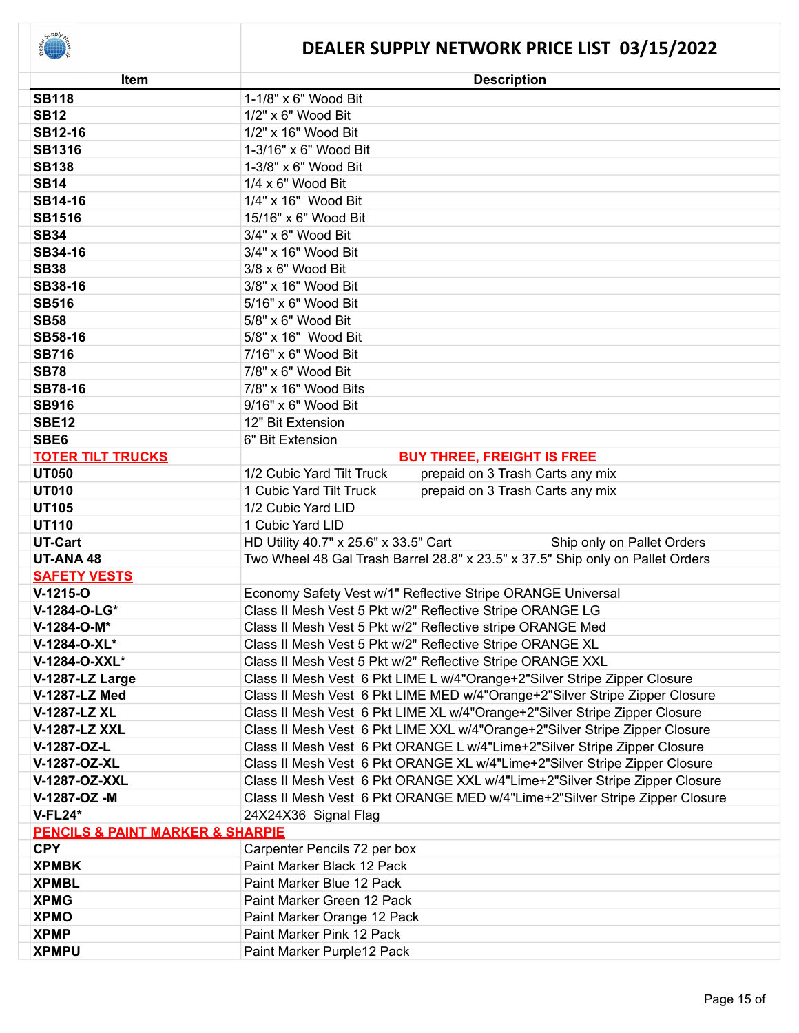# DEALER SUPPLY NETWORK PRICE LIST 03/15/2022

| Item | Description |
|---|---|
| **SB118** | 1-1/8" x 6" Wood Bit |
| **SB12** | 1/2" x 6" Wood Bit |
| **SB12-16** | 1/2" x 16" Wood Bit |
| **SB1316** | 1-3/16" x 6" Wood Bit |
| **SB138** | 1-3/8" x 6" Wood Bit |
| **SB14** | 1/4 x 6" Wood Bit |
| **SB14-16** | 1/4" x 16"  Wood Bit |
| **SB1516** | 15/16" x 6" Wood Bit |
| **SB34** | 3/4" x 6" Wood Bit |
| **SB34-16** | 3/4" x 16" Wood Bit |
| **SB38** | 3/8 x 6" Wood Bit |
| **SB38-16** | 3/8" x 16" Wood Bit |
| **SB516** | 5/16" x 6" Wood Bit |
| **SB58** | 5/8" x 6" Wood Bit |
| **SB58-16** | 5/8" x 16"  Wood Bit |
| **SB716** | 7/16" x 6" Wood Bit |
| **SB78** | 7/8" x 6" Wood Bit |
| **SB78-16** | 7/8" x 16" Wood Bits |
| **SB916** | 9/16" x 6" Wood Bit |
| **SBE12** | 12" Bit Extension |
| **SBE6** | 6" Bit Extension |
| **TOTER TILT TRUCKS** | **BUY THREE, FREIGHT IS FREE** |
| **UT050** | 1/2 Cubic Yard Tilt Truck    prepaid on 3 Trash Carts any mix |
| **UT010** | 1 Cubic Yard Tilt Truck    prepaid on 3 Trash Carts any mix |
| **UT105** | 1/2 Cubic Yard LID |
| **UT110** | 1 Cubic Yard LID |
| **UT-Cart** | HD Utility 40.7" x 25.6" x 33.5" Cart    Ship only on Pallet Orders |
| **UT-ANA 48** | Two Wheel 48 Gal Trash Barrel 28.8" x 23.5" x 37.5" Ship only on Pallet Orders |
| **SAFETY VESTS** | |
| **V-1215-O** | Economy Safety Vest w/1" Reflective Stripe ORANGE Universal |
| **V-1284-O-LG*** | Class II Mesh Vest 5 Pkt w/2" Reflective Stripe ORANGE LG |
| **V-1284-O-M*** | Class II Mesh Vest 5 Pkt w/2" Reflective stripe ORANGE Med |
| **V-1284-O-XL*** | Class II Mesh Vest 5 Pkt w/2" Reflective Stripe ORANGE XL |
| **V-1284-O-XXL*** | Class II Mesh Vest 5 Pkt w/2" Reflective Stripe ORANGE XXL |
| **V-1287-LZ Large** | Class II Mesh Vest  6 Pkt LIME L w/4"Orange+2"Silver Stripe Zipper Closure |
| **V-1287-LZ Med** | Class II Mesh Vest  6 Pkt LIME MED w/4"Orange+2"Silver Stripe Zipper Closure |
| **V-1287-LZ XL** | Class II Mesh Vest  6 Pkt LIME XL w/4"Orange+2"Silver Stripe Zipper Closure |
| **V-1287-LZ XXL** | Class II Mesh Vest  6 Pkt LIME XXL w/4"Orange+2"Silver Stripe Zipper Closure |
| **V-1287-OZ-L** | Class II Mesh Vest  6 Pkt ORANGE L w/4"Lime+2"Silver Stripe Zipper Closure |
| **V-1287-OZ-XL** | Class II Mesh Vest  6 Pkt ORANGE XL w/4"Lime+2"Silver Stripe Zipper Closure |
| **V-1287-OZ-XXL** | Class II Mesh Vest  6 Pkt ORANGE XXL w/4"Lime+2"Silver Stripe Zipper Closure |
| **V-1287-OZ -M** | Class II Mesh Vest  6 Pkt ORANGE MED w/4"Lime+2"Silver Stripe Zipper Closure |
| **V-FL24*** | 24X24X36  Signal Flag |
| **PENCILS & PAINT MARKER & SHARPIE** | |
| **CPY** | Carpenter Pencils 72 per box |
| **XPMBK** | Paint Marker Black 12 Pack |
| **XPMBL** | Paint Marker Blue 12 Pack |
| **XPMG** | Paint Marker Green 12 Pack |
| **XPMO** | Paint Marker Orange 12 Pack |
| **XPMP** | Paint Marker Pink 12 Pack |
| **XPMPU** | Paint Marker Purple12 Pack |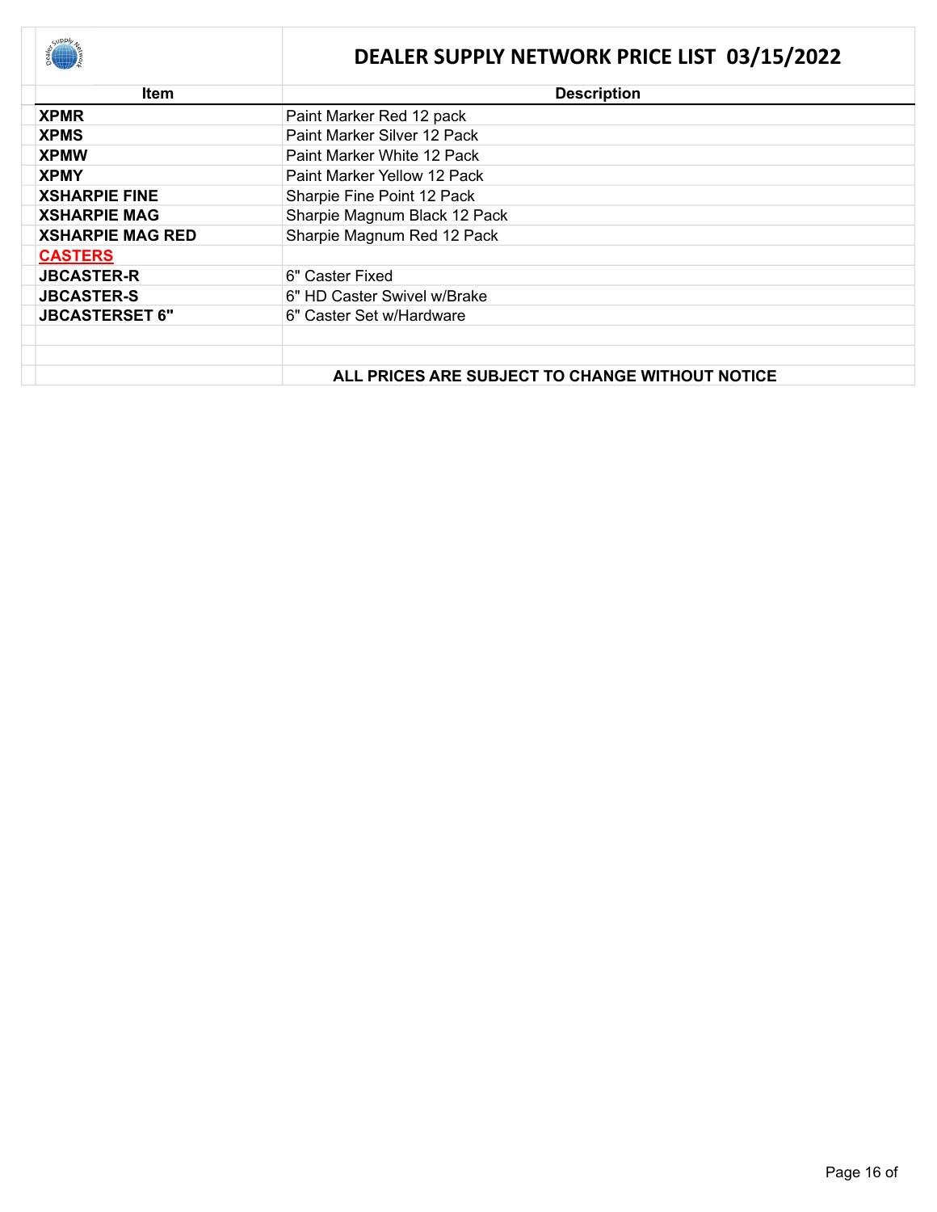# DEALER SUPPLY NETWORK PRICE LIST 03/15/2022

| Item | Description |
| --- | --- |
| **XPMR** | Paint Marker Red 12 pack |
| **XPMS** | Paint Marker Silver 12 Pack |
| **XPMW** | Paint Marker White 12 Pack |
| **XPMY** | Paint Marker Yellow 12 Pack |
| **XSHARPIE FINE** | Sharpie Fine Point 12 Pack |
| **XSHARPIE MAG** | Sharpie Magnum Black 12 Pack |
| **XSHARPIE MAG RED** | Sharpie Magnum Red 12 Pack |
| **CASTERS** | |
| **JBCASTER-R** | 6" Caster Fixed |
| **JBCASTER-S** | 6" HD Caster Swivel w/Brake |
| **JBCASTERSET 6"** | 6" Caster Set w/Hardware |
| | |
| | |
| | **ALL PRICES ARE SUBJECT TO CHANGE WITHOUT NOTICE** |